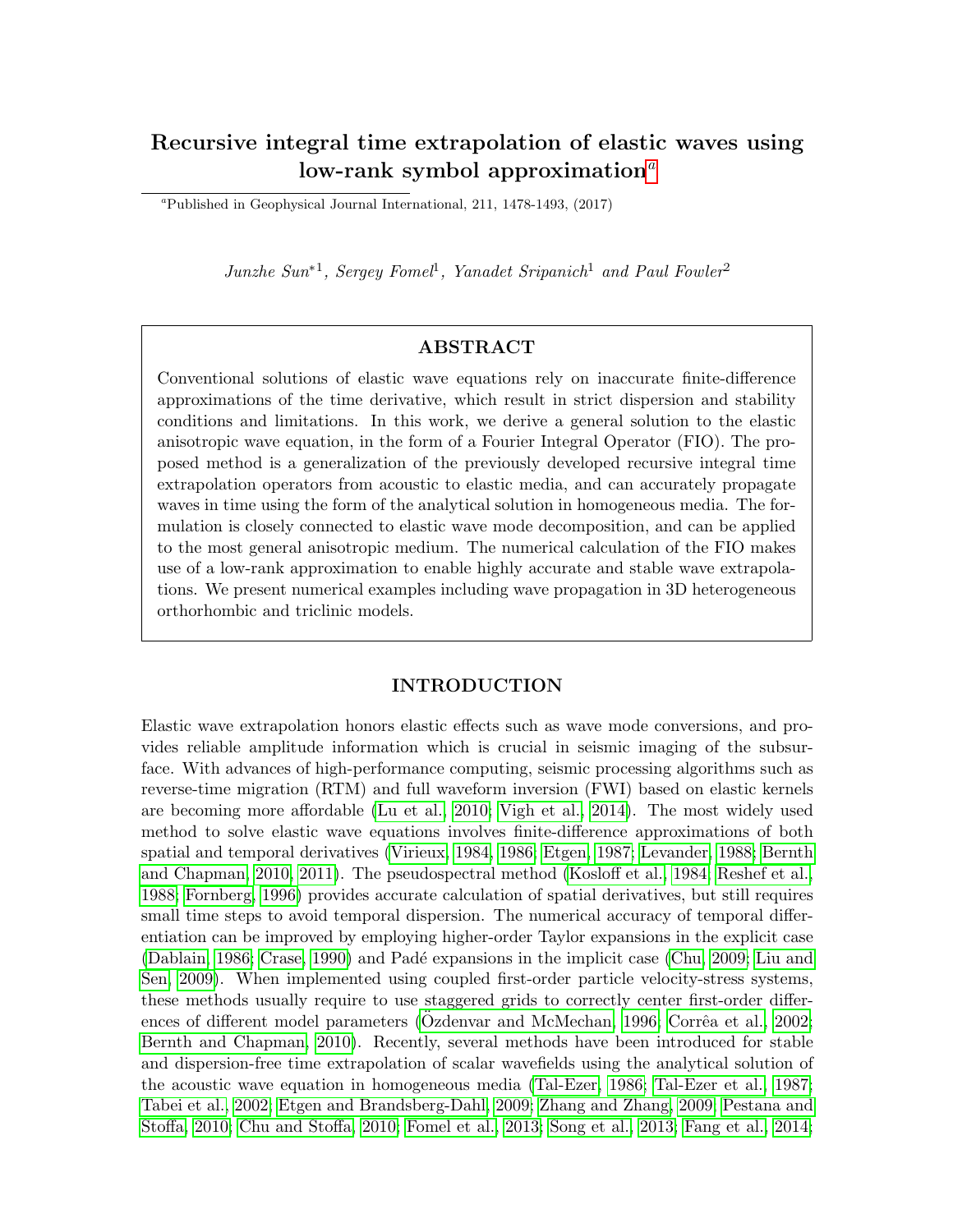# Recursive integral time extrapolation of elastic waves using low-rank symbol approximation[a]

[a]Published in Geophysical Journal International, 211, 1478-1493, (2017)

*Junzhe Sun\*[1], Sergey Fomel[1], Yanadet Sripanich[1] and Paul Fowler[2]*

## ABSTRACT

Conventional solutions of elastic wave equations rely on inaccurate finite-difference approximations of the time derivative, which result in strict dispersion and stability conditions and limitations. In this work, we derive a general solution to the elastic anisotropic wave equation, in the form of a Fourier Integral Operator (FIO). The proposed method is a generalization of the previously developed recursive integral time extrapolation operators from acoustic to elastic media, and can accurately propagate waves in time using the form of the analytical solution in homogeneous media. The formulation is closely connected to elastic wave mode decomposition, and can be applied to the most general anisotropic medium. The numerical calculation of the FIO makes use of a low-rank approximation to enable highly accurate and stable wave extrapolations. We present numerical examples including wave propagation in 3D heterogeneous orthorhombic and triclinic models.

## INTRODUCTION

Elastic wave extrapolation honors elastic effects such as wave mode conversions, and provides reliable amplitude information which is crucial in seismic imaging of the subsurface. With advances of high-performance computing, seismic processing algorithms such as reverse-time migration (RTM) and full waveform inversion (FWI) based on elastic kernels are becoming more affordable (Lu et al., 2010; Vigh et al., 2014). The most widely used method to solve elastic wave equations involves finite-difference approximations of both spatial and temporal derivatives (Virieux, 1984, 1986; Etgen, 1987; Levander, 1988; Bernth and Chapman, 2010, 2011). The pseudospectral method (Kosloff et al., 1984; Reshef et al., 1988; Fornberg, 1996) provides accurate calculation of spatial derivatives, but still requires small time steps to avoid temporal dispersion. The numerical accuracy of temporal differentiation can be improved by employing higher-order Taylor expansions in the explicit case (Dablain, 1986; Crase, 1990) and Padé expansions in the implicit case (Chu, 2009; Liu and Sen, 2009). When implemented using coupled first-order particle velocity-stress systems, these methods usually require to use staggered grids to correctly center first-order differences of different model parameters (Özdenvar and McMechan, 1996; Corrêa et al., 2002; Bernth and Chapman, 2010). Recently, several methods have been introduced for stable and dispersion-free time extrapolation of scalar wavefields using the analytical solution of the acoustic wave equation in homogeneous media (Tal-Ezer, 1986; Tal-Ezer et al., 1987; Tabei et al., 2002; Etgen and Brandsberg-Dahl, 2009; Zhang and Zhang, 2009; Pestana and Stoffa, 2010; Chu and Stoffa, 2010; Fomel et al., 2013; Song et al., 2013; Fang et al., 2014;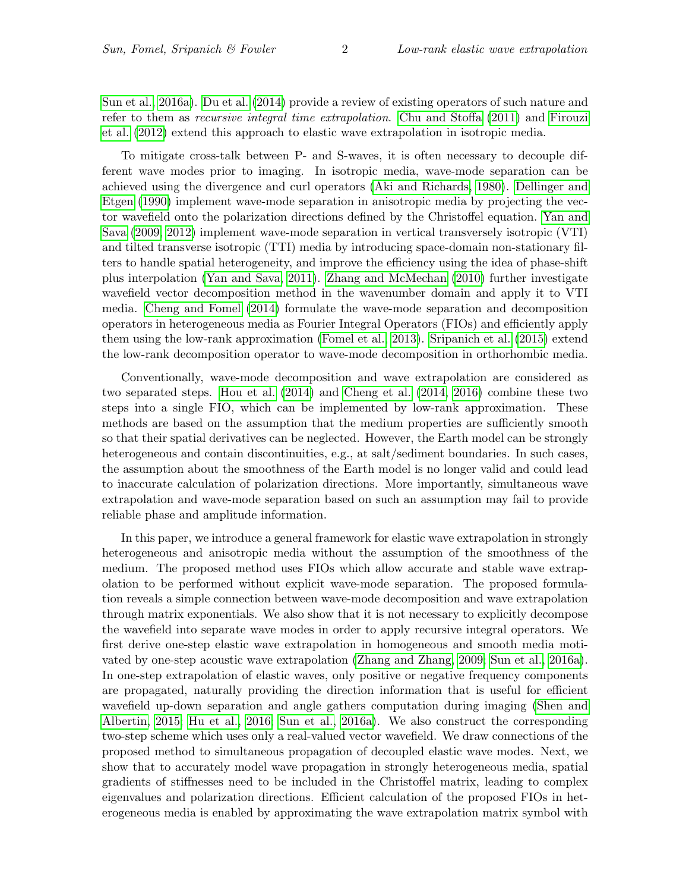Sun et al., 2016a). Du et al. (2014) provide a review of existing operators of such nature and refer to them as *recursive integral time extrapolation*. Chu and Stoffa (2011) and Firouzi et al. (2012) extend this approach to elastic wave extrapolation in isotropic media.

To mitigate cross-talk between P- and S-waves, it is often necessary to decouple different wave modes prior to imaging. In isotropic media, wave-mode separation can be achieved using the divergence and curl operators (Aki and Richards, 1980). Dellinger and Etgen (1990) implement wave-mode separation in anisotropic media by projecting the vector wavefield onto the polarization directions defined by the Christoffel equation. Yan and Sava (2009, 2012) implement wave-mode separation in vertical transversely isotropic (VTI) and tilted transverse isotropic (TTI) media by introducing space-domain non-stationary filters to handle spatial heterogeneity, and improve the efficiency using the idea of phase-shift plus interpolation (Yan and Sava, 2011). Zhang and McMechan (2010) further investigate wavefield vector decomposition method in the wavenumber domain and apply it to VTI media. Cheng and Fomel (2014) formulate the wave-mode separation and decomposition operators in heterogeneous media as Fourier Integral Operators (FIOs) and efficiently apply them using the low-rank approximation (Fomel et al., 2013). Sripanich et al. (2015) extend the low-rank decomposition operator to wave-mode decomposition in orthorhombic media.

Conventionally, wave-mode decomposition and wave extrapolation are considered as two separated steps. Hou et al. (2014) and Cheng et al. (2014, 2016) combine these two steps into a single FIO, which can be implemented by low-rank approximation. These methods are based on the assumption that the medium properties are sufficiently smooth so that their spatial derivatives can be neglected. However, the Earth model can be strongly heterogeneous and contain discontinuities, e.g., at salt/sediment boundaries. In such cases, the assumption about the smoothness of the Earth model is no longer valid and could lead to inaccurate calculation of polarization directions. More importantly, simultaneous wave extrapolation and wave-mode separation based on such an assumption may fail to provide reliable phase and amplitude information.

In this paper, we introduce a general framework for elastic wave extrapolation in strongly heterogeneous and anisotropic media without the assumption of the smoothness of the medium. The proposed method uses FIOs which allow accurate and stable wave extrapolation to be performed without explicit wave-mode separation. The proposed formulation reveals a simple connection between wave-mode decomposition and wave extrapolation through matrix exponentials. We also show that it is not necessary to explicitly decompose the wavefield into separate wave modes in order to apply recursive integral operators. We first derive one-step elastic wave extrapolation in homogeneous and smooth media motivated by one-step acoustic wave extrapolation (Zhang and Zhang, 2009; Sun et al., 2016a). In one-step extrapolation of elastic waves, only positive or negative frequency components are propagated, naturally providing the direction information that is useful for efficient wavefield up-down separation and angle gathers computation during imaging (Shen and Albertin, 2015; Hu et al., 2016; Sun et al., 2016a). We also construct the corresponding two-step scheme which uses only a real-valued vector wavefield. We draw connections of the proposed method to simultaneous propagation of decoupled elastic wave modes. Next, we show that to accurately model wave propagation in strongly heterogeneous media, spatial gradients of stiffnesses need to be included in the Christoffel matrix, leading to complex eigenvalues and polarization directions. Efficient calculation of the proposed FIOs in heterogeneous media is enabled by approximating the wave extrapolation matrix symbol with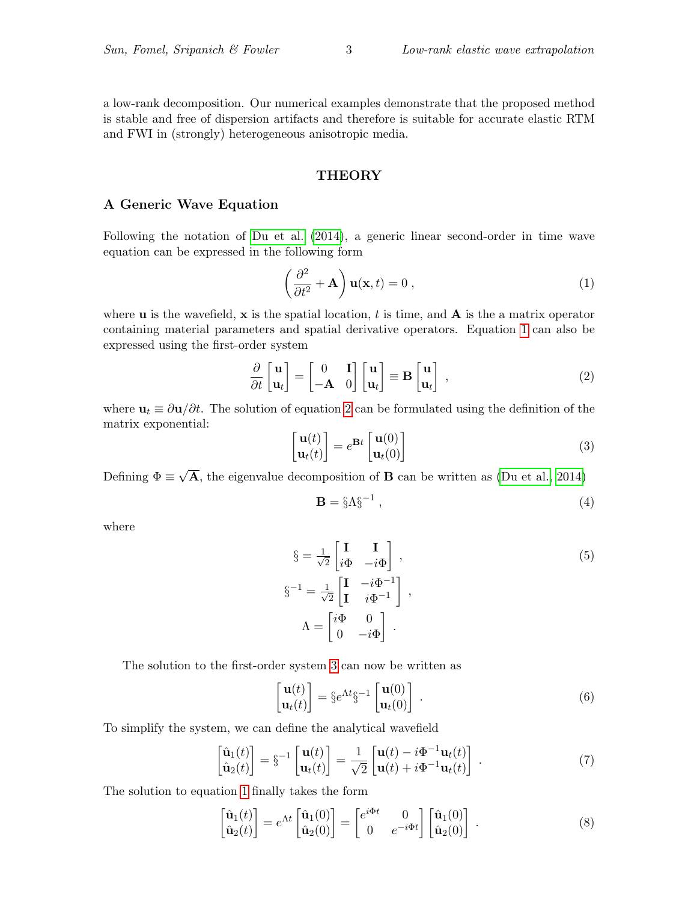a low-rank decomposition. Our numerical examples demonstrate that the proposed method is stable and free of dispersion artifacts and therefore is suitable for accurate elastic RTM and FWI in (strongly) heterogeneous anisotropic media.

## THEORY

### A Generic Wave Equation

Following the notation of Du et al. (2014), a generic linear second-order in time wave equation can be expressed in the following form

$$\left(\frac{\partial^2}{\partial t^2} + \mathbf{A}\right)\mathbf{u}(\mathbf{x},t) = 0 \; , \tag{1}$$

where $\mathbf{u}$ is the wavefield, $\mathbf{x}$ is the spatial location, $t$ is time, and $\mathbf{A}$ is the matrix operator containing material parameters and spatial derivative operators. Equation 1 can also be expressed using the first-order system

$$\frac{\partial}{\partial t}\begin{bmatrix}\mathbf{u} \\ \mathbf{u}_t\end{bmatrix} = \begin{bmatrix}0 & \mathbf{I} \\ -\mathbf{A} & 0\end{bmatrix}\begin{bmatrix}\mathbf{u} \\ \mathbf{u}_t\end{bmatrix} \equiv \mathbf{B}\begin{bmatrix}\mathbf{u} \\ \mathbf{u}_t\end{bmatrix} \; , \tag{2}$$

where $\mathbf{u}_t \equiv \partial \mathbf{u}/\partial t$. The solution of equation 2 can be formulated using the definition of the matrix exponential:

$$\begin{bmatrix}\mathbf{u}(t) \\ \mathbf{u}_t(t)\end{bmatrix} = e^{\mathbf{B}t}\begin{bmatrix}\mathbf{u}(0) \\ \mathbf{u}_t(0)\end{bmatrix} \tag{3}$$

Defining $\Phi \equiv \sqrt{\mathbf{A}}$, the eigenvalue decomposition of $\mathbf{B}$ can be written as (Du et al., 2014)

$$\mathbf{B} = \S\Lambda\S^{-1} \; , \tag{4}$$

where

$$\S = \tfrac{1}{\sqrt{2}}\begin{bmatrix}\mathbf{I} & \mathbf{I} \\ i\Phi & -i\Phi\end{bmatrix} \; , \tag{5}$$

$$\S^{-1} = \tfrac{1}{\sqrt{2}}\begin{bmatrix}\mathbf{I} & -i\Phi^{-1} \\ \mathbf{I} & i\Phi^{-1}\end{bmatrix} \; ,$$

$$\Lambda = \begin{bmatrix}i\Phi & 0 \\ 0 & -i\Phi\end{bmatrix} \; .$$

The solution to the first-order system 3 can now be written as

$$\begin{bmatrix}\mathbf{u}(t) \\ \mathbf{u}_t(t)\end{bmatrix} = \S e^{\Lambda t}\S^{-1}\begin{bmatrix}\mathbf{u}(0) \\ \mathbf{u}_t(0)\end{bmatrix} \; . \tag{6}$$

To simplify the system, we can define the analytical wavefield

$$\begin{bmatrix}\hat{\mathbf{u}}_1(t) \\ \hat{\mathbf{u}}_2(t)\end{bmatrix} = \S^{-1}\begin{bmatrix}\mathbf{u}(t) \\ \mathbf{u}_t(t)\end{bmatrix} = \frac{1}{\sqrt{2}}\begin{bmatrix}\mathbf{u}(t) - i\Phi^{-1}\mathbf{u}_t(t) \\ \mathbf{u}(t) + i\Phi^{-1}\mathbf{u}_t(t)\end{bmatrix} \; . \tag{7}$$

The solution to equation 1 finally takes the form

$$\begin{bmatrix}\hat{\mathbf{u}}_1(t) \\ \hat{\mathbf{u}}_2(t)\end{bmatrix} = e^{\Lambda t}\begin{bmatrix}\hat{\mathbf{u}}_1(0) \\ \hat{\mathbf{u}}_2(0)\end{bmatrix} = \begin{bmatrix}e^{i\Phi t} & 0 \\ 0 & e^{-i\Phi t}\end{bmatrix}\begin{bmatrix}\hat{\mathbf{u}}_1(0) \\ \hat{\mathbf{u}}_2(0)\end{bmatrix} \; . \tag{8}$$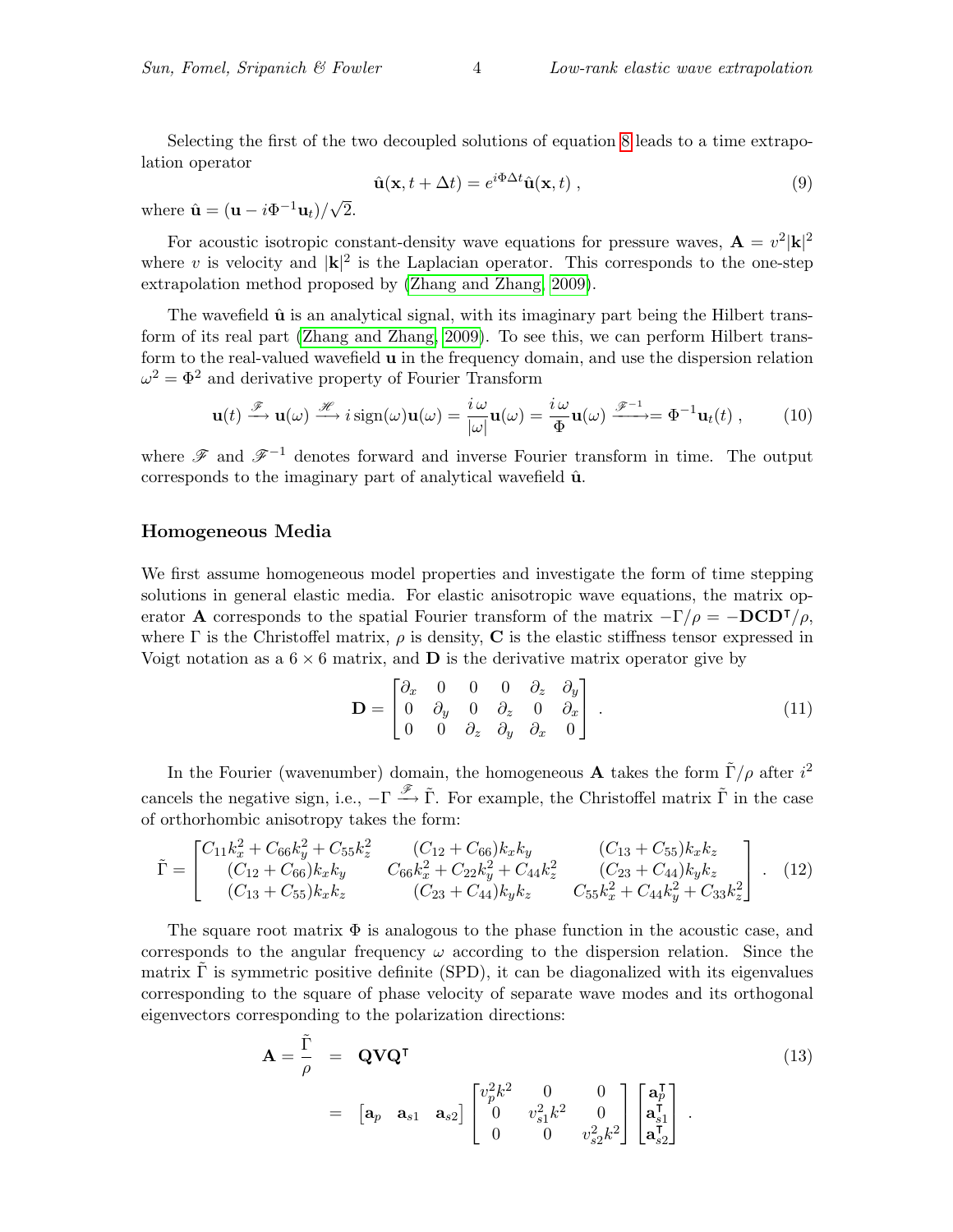Selecting the first of the two decoupled solutions of equation 8 leads to a time extrapolation operator

$$\hat{\mathbf{u}}(\mathbf{x}, t + \Delta t) = e^{i\Phi\Delta t}\hat{\mathbf{u}}(\mathbf{x}, t) \;, \tag{9}$$

where $\hat{\mathbf{u}} = (\mathbf{u} - i\Phi^{-1}\mathbf{u}_t)/\sqrt{2}$.

For acoustic isotropic constant-density wave equations for pressure waves, $\mathbf{A} = v^2|\mathbf{k}|^2$ where $v$ is velocity and $|\mathbf{k}|^2$ is the Laplacian operator. This corresponds to the one-step extrapolation method proposed by (Zhang and Zhang, 2009).

The wavefield $\hat{\mathbf{u}}$ is an analytical signal, with its imaginary part being the Hilbert transform of its real part (Zhang and Zhang, 2009). To see this, we can perform Hilbert transform to the real-valued wavefield $\mathbf{u}$ in the frequency domain, and use the dispersion relation $\omega^2 = \Phi^2$ and derivative property of Fourier Transform

$$\mathbf{u}(t) \xrightarrow{\mathscr{F}} \mathbf{u}(\omega) \xrightarrow{\mathscr{H}} i\,\mathrm{sign}(\omega)\mathbf{u}(\omega) = \frac{i\,\omega}{|\omega|}\mathbf{u}(\omega) = \frac{i\,\omega}{\Phi}\mathbf{u}(\omega) \xrightarrow{\mathscr{F}^{-1}} = \Phi^{-1}\mathbf{u}_t(t) \;, \tag{10}$$

where $\mathscr{F}$ and $\mathscr{F}^{-1}$ denotes forward and inverse Fourier transform in time. The output corresponds to the imaginary part of analytical wavefield $\hat{\mathbf{u}}$.

## Homogeneous Media

We first assume homogeneous model properties and investigate the form of time stepping solutions in general elastic media. For elastic anisotropic wave equations, the matrix operator $\mathbf{A}$ corresponds to the spatial Fourier transform of the matrix $-\Gamma/\rho = -\mathbf{D}\mathbf{C}\mathbf{D}^\mathsf{T}/\rho$, where $\Gamma$ is the Christoffel matrix, $\rho$ is density, $\mathbf{C}$ is the elastic stiffness tensor expressed in Voigt notation as a $6 \times 6$ matrix, and $\mathbf{D}$ is the derivative matrix operator give by

$$\mathbf{D} = \begin{bmatrix} \partial_x & 0 & 0 & 0 & \partial_z & \partial_y \\ 0 & \partial_y & 0 & \partial_z & 0 & \partial_x \\ 0 & 0 & \partial_z & \partial_y & \partial_x & 0 \end{bmatrix} . \tag{11}$$

In the Fourier (wavenumber) domain, the homogeneous $\mathbf{A}$ takes the form $\tilde{\Gamma}/\rho$ after $i^2$ cancels the negative sign, i.e., $-\Gamma \xrightarrow{\mathscr{F}} \tilde{\Gamma}$. For example, the Christoffel matrix $\tilde{\Gamma}$ in the case of orthorhombic anisotropy takes the form:

$$\tilde{\Gamma} = \begin{bmatrix} C_{11}k_x^2 + C_{66}k_y^2 + C_{55}k_z^2 & (C_{12}+C_{66})k_xk_y & (C_{13}+C_{55})k_xk_z \\ (C_{12}+C_{66})k_xk_y & C_{66}k_x^2 + C_{22}k_y^2 + C_{44}k_z^2 & (C_{23}+C_{44})k_yk_z \\ (C_{13}+C_{55})k_xk_z & (C_{23}+C_{44})k_yk_z & C_{55}k_x^2 + C_{44}k_y^2 + C_{33}k_z^2 \end{bmatrix} . \tag{12}$$

The square root matrix $\Phi$ is analogous to the phase function in the acoustic case, and corresponds to the angular frequency $\omega$ according to the dispersion relation. Since the matrix $\tilde{\Gamma}$ is symmetric positive definite (SPD), it can be diagonalized with its eigenvalues corresponding to the square of phase velocity of separate wave modes and its orthogonal eigenvectors corresponding to the polarization directions:

$$\begin{aligned} \mathbf{A} = \frac{\tilde{\Gamma}}{\rho} &= \mathbf{Q}\mathbf{V}\mathbf{Q}^\mathsf{T} \\ &= \begin{bmatrix} \mathbf{a}_p & \mathbf{a}_{s1} & \mathbf{a}_{s2} \end{bmatrix} \begin{bmatrix} v_p^2k^2 & 0 & 0 \\ 0 & v_{s1}^2k^2 & 0 \\ 0 & 0 & v_{s2}^2k^2 \end{bmatrix} \begin{bmatrix} \mathbf{a}_p^\mathsf{T} \\ \mathbf{a}_{s1}^\mathsf{T} \\ \mathbf{a}_{s2}^\mathsf{T} \end{bmatrix} . \end{aligned} \tag{13}$$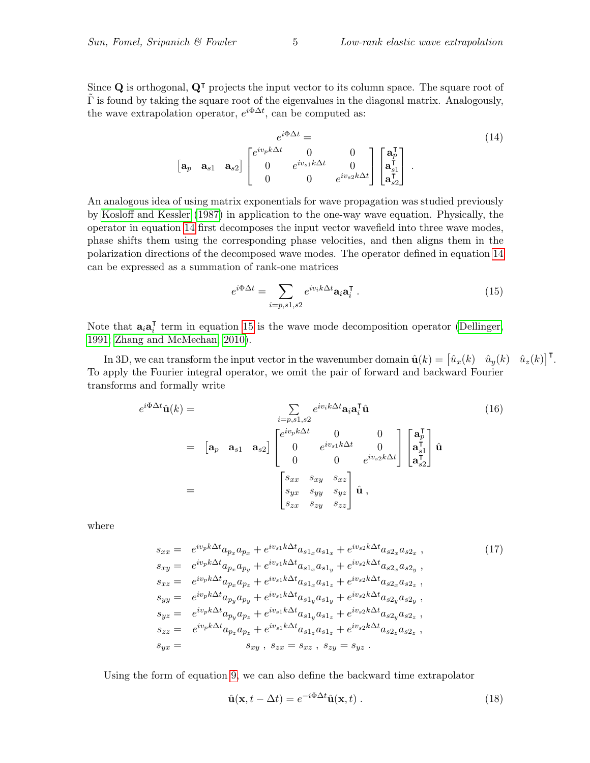Since $\mathbf{Q}$ is orthogonal, $\mathbf{Q}^\intercal$ projects the input vector to its column space. The square root of $\tilde{\Gamma}$ is found by taking the square root of the eigenvalues in the diagonal matrix. Analogously, the wave extrapolation operator, $e^{i\Phi\Delta t}$, can be computed as:

$$
e^{i\Phi\Delta t} = \begin{bmatrix} \mathbf{a}_p & \mathbf{a}_{s1} & \mathbf{a}_{s2} \end{bmatrix} \begin{bmatrix} e^{iv_p k\Delta t} & 0 & 0 \\ 0 & e^{iv_{s1} k\Delta t} & 0 \\ 0 & 0 & e^{iv_{s2} k\Delta t} \end{bmatrix} \begin{bmatrix} \mathbf{a}_p^\intercal \\ \mathbf{a}_{s1}^\intercal \\ \mathbf{a}_{s2}^\intercal \end{bmatrix} . \tag{14}
$$

An analogous idea of using matrix exponentials for wave propagation was studied previously by Kosloff and Kessler (1987) in application to the one-way wave equation. Physically, the operator in equation 14 first decomposes the input vector wavefield into three wave modes, phase shifts them using the corresponding phase velocities, and then aligns them in the polarization directions of the decomposed wave modes. The operator defined in equation 14 can be expressed as a summation of rank-one matrices

$$
e^{i\Phi\Delta t} = \sum_{i=p,s1,s2} e^{iv_i k\Delta t} \mathbf{a}_i \mathbf{a}_i^\intercal . \tag{15}
$$

Note that $\mathbf{a}_i \mathbf{a}_i^\intercal$ term in equation 15 is the wave mode decomposition operator (Dellinger, 1991; Zhang and McMechan, 2010).

In 3D, we can transform the input vector in the wavenumber domain $\hat{\mathbf{u}}(k) = \begin{bmatrix} \hat{u}_x(k) & \hat{u}_y(k) & \hat{u}_z(k) \end{bmatrix}^\intercal$. To apply the Fourier integral operator, we omit the pair of forward and backward Fourier transforms and formally write

$$
\begin{aligned}
e^{i\Phi\Delta t}\hat{\mathbf{u}}(k) &= \sum_{i=p,s1,s2} e^{iv_i k\Delta t} \mathbf{a}_i \mathbf{a}_i^\intercal \hat{\mathbf{u}} \\
&= \begin{bmatrix} \mathbf{a}_p & \mathbf{a}_{s1} & \mathbf{a}_{s2} \end{bmatrix} \begin{bmatrix} e^{iv_p k\Delta t} & 0 & 0 \\ 0 & e^{iv_{s1} k\Delta t} & 0 \\ 0 & 0 & e^{iv_{s2} k\Delta t} \end{bmatrix} \begin{bmatrix} \mathbf{a}_p^\intercal \\ \mathbf{a}_{s1}^\intercal \\ \mathbf{a}_{s2}^\intercal \end{bmatrix} \hat{\mathbf{u}} \\
&= \begin{bmatrix} s_{xx} & s_{xy} & s_{xz} \\ s_{yx} & s_{yy} & s_{yz} \\ s_{zx} & s_{zy} & s_{zz} \end{bmatrix} \hat{\mathbf{u}} ,
\end{aligned} \tag{16}
$$

where

$$
\begin{aligned}
s_{xx} =& \; e^{iv_p k\Delta t} a_{p_x} a_{p_x} + e^{iv_{s1} k\Delta t} a_{s1_x} a_{s1_x} + e^{iv_{s2} k\Delta t} a_{s2_x} a_{s2_x} , \\
s_{xy} =& \; e^{iv_p k\Delta t} a_{p_x} a_{p_y} + e^{iv_{s1} k\Delta t} a_{s1_x} a_{s1_y} + e^{iv_{s2} k\Delta t} a_{s2_x} a_{s2_y} , \\
s_{xz} =& \; e^{iv_p k\Delta t} a_{p_x} a_{p_z} + e^{iv_{s1} k\Delta t} a_{s1_x} a_{s1_z} + e^{iv_{s2} k\Delta t} a_{s2_x} a_{s2_z} , \\
s_{yy} =& \; e^{iv_p k\Delta t} a_{p_y} a_{p_y} + e^{iv_{s1} k\Delta t} a_{s1_y} a_{s1_y} + e^{iv_{s2} k\Delta t} a_{s2_y} a_{s2_y} , \\
s_{yz} =& \; e^{iv_p k\Delta t} a_{p_y} a_{p_z} + e^{iv_{s1} k\Delta t} a_{s1_y} a_{s1_z} + e^{iv_{s2} k\Delta t} a_{s2_y} a_{s2_z} , \\
s_{zz} =& \; e^{iv_p k\Delta t} a_{p_z} a_{p_z} + e^{iv_{s1} k\Delta t} a_{s1_z} a_{s1_z} + e^{iv_{s2} k\Delta t} a_{s2_z} a_{s2_z} , \\
s_{yx} =& \; s_{xy} \; , \; s_{zx} = s_{xz} \; , \; s_{zy} = s_{yz} \; .
\end{aligned} \tag{17}
$$

Using the form of equation 9, we can also define the backward time extrapolator

$$
\hat{\mathbf{u}}(\mathbf{x}, t - \Delta t) = e^{-i\Phi\Delta t} \hat{\mathbf{u}}(\mathbf{x}, t) . \tag{18}
$$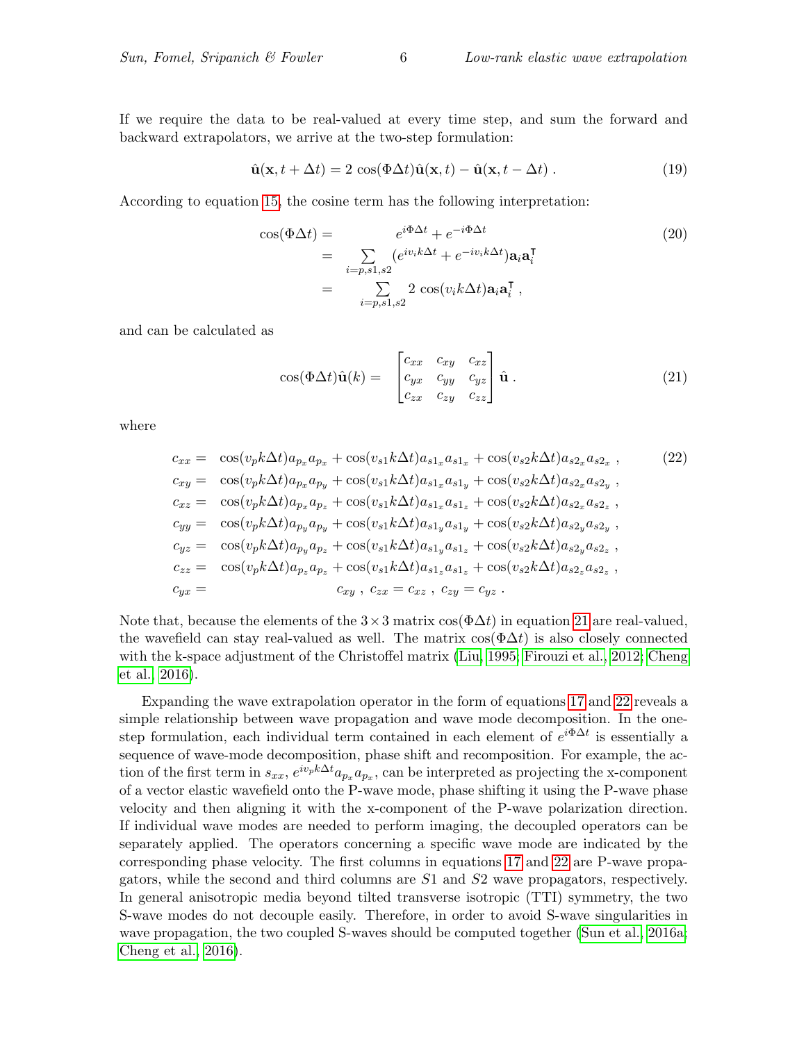If we require the data to be real-valued at every time step, and sum the forward and backward extrapolators, we arrive at the two-step formulation:

$$\hat{\mathbf{u}}(\mathbf{x}, t + \Delta t) = 2\,\cos(\Phi\Delta t)\hat{\mathbf{u}}(\mathbf{x}, t) - \hat{\mathbf{u}}(\mathbf{x}, t - \Delta t)\,. \tag{19}$$

According to equation 15, the cosine term has the following interpretation:

$$\begin{aligned}
\cos(\Phi\Delta t) = &\quad e^{i\Phi\Delta t} + e^{-i\Phi\Delta t} \\
= &\sum_{i=p,s1,s2} (e^{iv_i k\Delta t} + e^{-iv_i k\Delta t})\mathbf{a}_i\mathbf{a}_i^{\intercal} \\
= &\sum_{i=p,s1,s2} 2\,\cos(v_i k\Delta t)\mathbf{a}_i\mathbf{a}_i^{\intercal}\,,
\end{aligned} \tag{20}$$

and can be calculated as

$$\cos(\Phi\Delta t)\hat{\mathbf{u}}(k) = \begin{bmatrix} c_{xx} & c_{xy} & c_{xz} \\ c_{yx} & c_{yy} & c_{yz} \\ c_{zx} & c_{zy} & c_{zz} \end{bmatrix} \hat{\mathbf{u}}\,. \tag{21}$$

where

$$\begin{aligned}
c_{xx} = &\ \cos(v_p k\Delta t)a_{p_x}a_{p_x} + \cos(v_{s1} k\Delta t)a_{s1_x}a_{s1_x} + \cos(v_{s2} k\Delta t)a_{s2_x}a_{s2_x}\,, \\
c_{xy} = &\ \cos(v_p k\Delta t)a_{p_x}a_{p_y} + \cos(v_{s1} k\Delta t)a_{s1_x}a_{s1_y} + \cos(v_{s2} k\Delta t)a_{s2_x}a_{s2_y}\,, \\
c_{xz} = &\ \cos(v_p k\Delta t)a_{p_x}a_{p_z} + \cos(v_{s1} k\Delta t)a_{s1_x}a_{s1_z} + \cos(v_{s2} k\Delta t)a_{s2_x}a_{s2_z}\,, \\
c_{yy} = &\ \cos(v_p k\Delta t)a_{p_y}a_{p_y} + \cos(v_{s1} k\Delta t)a_{s1_y}a_{s1_y} + \cos(v_{s2} k\Delta t)a_{s2_y}a_{s2_y}\,, \\
c_{yz} = &\ \cos(v_p k\Delta t)a_{p_y}a_{p_z} + \cos(v_{s1} k\Delta t)a_{s1_y}a_{s1_z} + \cos(v_{s2} k\Delta t)a_{s2_y}a_{s2_z}\,, \\
c_{zz} = &\ \cos(v_p k\Delta t)a_{p_z}a_{p_z} + \cos(v_{s1} k\Delta t)a_{s1_z}a_{s1_z} + \cos(v_{s2} k\Delta t)a_{s2_z}a_{s2_z}\,, \\
c_{yx} = &\ c_{xy}\,,\ c_{zx} = c_{xz}\,,\ c_{zy} = c_{yz}\,.
\end{aligned} \tag{22}$$

Note that, because the elements of the $3 \times 3$ matrix $\cos(\Phi\Delta t)$ in equation 21 are real-valued, the wavefield can stay real-valued as well. The matrix $\cos(\Phi\Delta t)$ is also closely connected with the k-space adjustment of the Christoffel matrix (Liu, 1995; Firouzi et al., 2012; Cheng et al., 2016).

Expanding the wave extrapolation operator in the form of equations 17 and 22 reveals a simple relationship between wave propagation and wave mode decomposition. In the one-step formulation, each individual term contained in each element of $e^{i\Phi\Delta t}$ is essentially a sequence of wave-mode decomposition, phase shift and recomposition. For example, the action of the first term in $s_{xx}$, $e^{iv_p k\Delta t}a_{p_x}a_{p_x}$, can be interpreted as projecting the x-component of a vector elastic wavefield onto the P-wave mode, phase shifting it using the P-wave phase velocity and then aligning it with the x-component of the P-wave polarization direction. If individual wave modes are needed to perform imaging, the decoupled operators can be separately applied. The operators concerning a specific wave mode are indicated by the corresponding phase velocity. The first columns in equations 17 and 22 are P-wave propagators, while the second and third columns are $S1$ and $S2$ wave propagators, respectively. In general anisotropic media beyond tilted transverse isotropic (TTI) symmetry, the two S-wave modes do not decouple easily. Therefore, in order to avoid S-wave singularities in wave propagation, the two coupled S-waves should be computed together (Sun et al., 2016a; Cheng et al., 2016).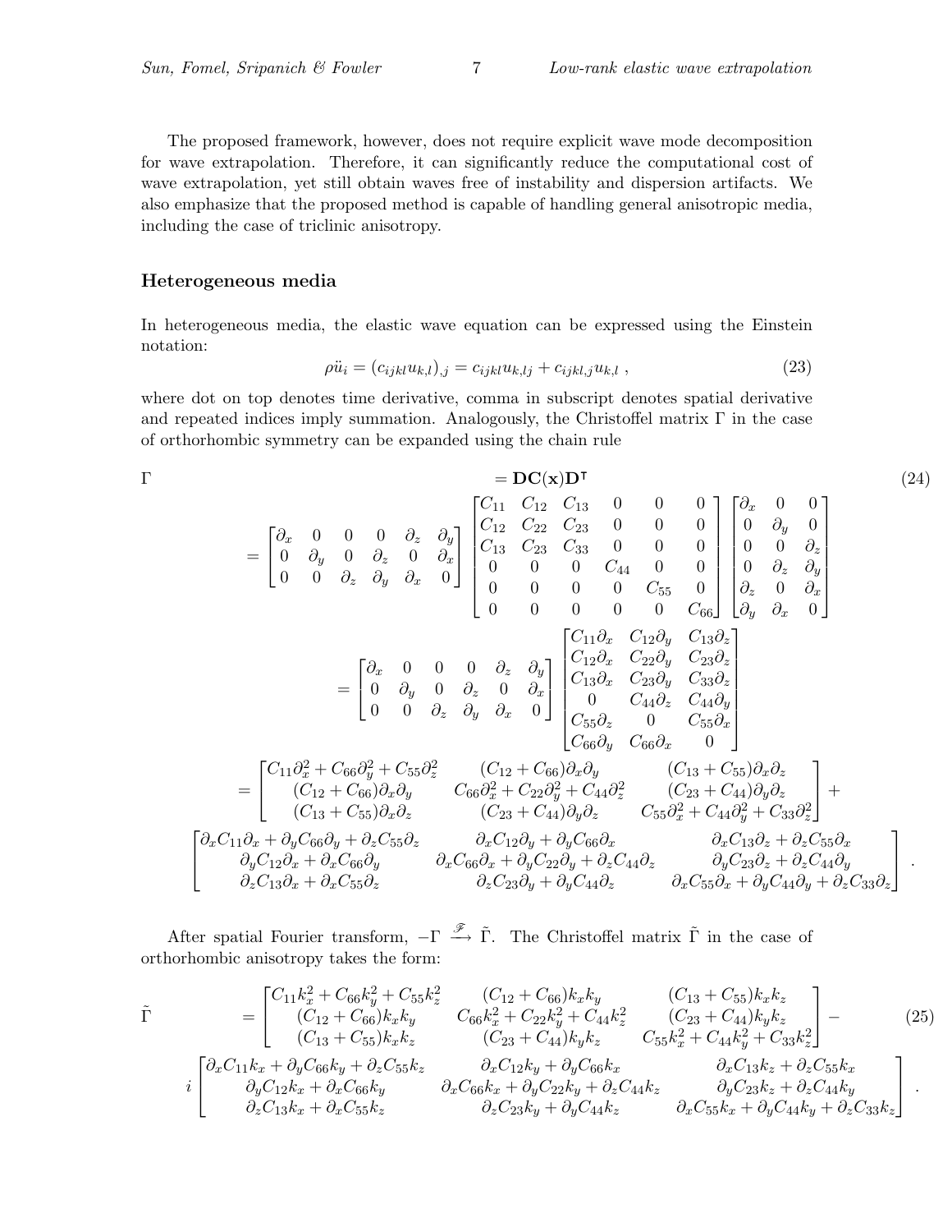The proposed framework, however, does not require explicit wave mode decomposition for wave extrapolation. Therefore, it can significantly reduce the computational cost of wave extrapolation, yet still obtain waves free of instability and dispersion artifacts. We also emphasize that the proposed method is capable of handling general anisotropic media, including the case of triclinic anisotropy.

### Heterogeneous media

In heterogeneous media, the elastic wave equation can be expressed using the Einstein notation:

$$\rho \ddot{u}_i = (c_{ijkl} u_{k,l})_{,j} = c_{ijkl} u_{k,lj} + c_{ijkl,j} u_{k,l} \; , \tag{23}$$

where dot on top denotes time derivative, comma in subscript denotes spatial derivative and repeated indices imply summation. Analogously, the Christoffel matrix $\Gamma$ in the case of orthorhombic symmetry can be expanded using the chain rule

$$
\begin{aligned}
\Gamma &= \mathbf{D}\mathbf{C}(\mathbf{x})\mathbf{D}^{\intercal} \\
&= \begin{bmatrix} \partial_x & 0 & 0 & 0 & \partial_z & \partial_y \\ 0 & \partial_y & 0 & \partial_z & 0 & \partial_x \\ 0 & 0 & \partial_z & \partial_y & \partial_x & 0 \end{bmatrix}
\begin{bmatrix} C_{11} & C_{12} & C_{13} & 0 & 0 & 0 \\ C_{12} & C_{22} & C_{23} & 0 & 0 & 0 \\ C_{13} & C_{23} & C_{33} & 0 & 0 & 0 \\ 0 & 0 & 0 & C_{44} & 0 & 0 \\ 0 & 0 & 0 & 0 & C_{55} & 0 \\ 0 & 0 & 0 & 0 & 0 & C_{66} \end{bmatrix}
\begin{bmatrix} \partial_x & 0 & 0 \\ 0 & \partial_y & 0 \\ 0 & 0 & \partial_z \\ 0 & \partial_z & \partial_y \\ \partial_z & 0 & \partial_x \\ \partial_y & \partial_x & 0 \end{bmatrix} \\
&= \begin{bmatrix} \partial_x & 0 & 0 & 0 & \partial_z & \partial_y \\ 0 & \partial_y & 0 & \partial_z & 0 & \partial_x \\ 0 & 0 & \partial_z & \partial_y & \partial_x & 0 \end{bmatrix}
\begin{bmatrix} C_{11}\partial_x & C_{12}\partial_y & C_{13}\partial_z \\ C_{12}\partial_x & C_{22}\partial_y & C_{23}\partial_z \\ C_{13}\partial_x & C_{23}\partial_y & C_{33}\partial_z \\ 0 & C_{44}\partial_z & C_{44}\partial_y \\ C_{55}\partial_z & 0 & C_{55}\partial_x \\ C_{66}\partial_y & C_{66}\partial_x & 0 \end{bmatrix} \\
&= \begin{bmatrix} C_{11}\partial_x^2 + C_{66}\partial_y^2 + C_{55}\partial_z^2 & (C_{12}+C_{66})\partial_x\partial_y & (C_{13}+C_{55})\partial_x\partial_z \\ (C_{12}+C_{66})\partial_x\partial_y & C_{66}\partial_x^2 + C_{22}\partial_y^2 + C_{44}\partial_z^2 & (C_{23}+C_{44})\partial_y\partial_z \\ (C_{13}+C_{55})\partial_x\partial_z & (C_{23}+C_{44})\partial_y\partial_z & C_{55}\partial_x^2 + C_{44}\partial_y^2 + C_{33}\partial_z^2 \end{bmatrix} + \\
&\begin{bmatrix} \partial_x C_{11}\partial_x + \partial_y C_{66}\partial_y + \partial_z C_{55}\partial_z & \partial_x C_{12}\partial_y + \partial_y C_{66}\partial_x & \partial_x C_{13}\partial_z + \partial_z C_{55}\partial_x \\ \partial_y C_{12}\partial_x + \partial_x C_{66}\partial_y & \partial_x C_{66}\partial_x + \partial_y C_{22}\partial_y + \partial_z C_{44}\partial_z & \partial_y C_{23}\partial_z + \partial_z C_{44}\partial_y \\ \partial_z C_{13}\partial_x + \partial_x C_{55}\partial_z & \partial_z C_{23}\partial_y + \partial_y C_{44}\partial_z & \partial_x C_{55}\partial_x + \partial_y C_{44}\partial_y + \partial_z C_{33}\partial_z \end{bmatrix} .
\end{aligned} \tag{24}
$$

After spatial Fourier transform, $-\Gamma \xrightarrow{\mathscr{F}} \tilde{\Gamma}$. The Christoffel matrix $\tilde{\Gamma}$ in the case of orthorhombic anisotropy takes the form:

$$
\begin{aligned}
\tilde{\Gamma} &= \begin{bmatrix} C_{11}k_x^2 + C_{66}k_y^2 + C_{55}k_z^2 & (C_{12}+C_{66})k_x k_y & (C_{13}+C_{55})k_x k_z \\ (C_{12}+C_{66})k_x k_y & C_{66}k_x^2 + C_{22}k_y^2 + C_{44}k_z^2 & (C_{23}+C_{44})k_y k_z \\ (C_{13}+C_{55})k_x k_z & (C_{23}+C_{44})k_y k_z & C_{55}k_x^2 + C_{44}k_y^2 + C_{33}k_z^2 \end{bmatrix} - \\
i &\begin{bmatrix} \partial_x C_{11}k_x + \partial_y C_{66}k_y + \partial_z C_{55}k_z & \partial_x C_{12}k_y + \partial_y C_{66}k_x & \partial_x C_{13}k_z + \partial_z C_{55}k_x \\ \partial_y C_{12}k_x + \partial_x C_{66}k_y & \partial_x C_{66}k_x + \partial_y C_{22}k_y + \partial_z C_{44}k_z & \partial_y C_{23}k_z + \partial_z C_{44}k_y \\ \partial_z C_{13}k_x + \partial_x C_{55}k_z & \partial_z C_{23}k_y + \partial_y C_{44}k_z & \partial_x C_{55}k_x + \partial_y C_{44}k_y + \partial_z C_{33}k_z \end{bmatrix} .
\end{aligned} \tag{25}
$$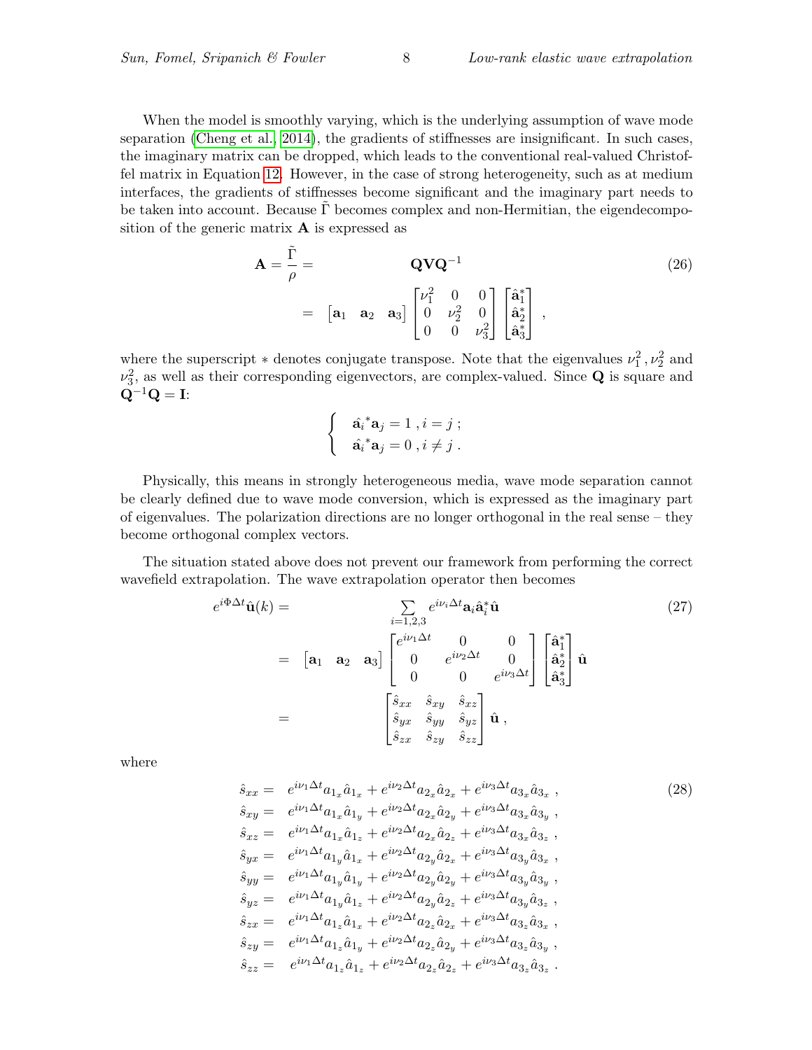When the model is smoothly varying, which is the underlying assumption of wave mode separation (Cheng et al., 2014), the gradients of stiffnesses are insignificant. In such cases, the imaginary matrix can be dropped, which leads to the conventional real-valued Christoffel matrix in Equation 12. However, in the case of strong heterogeneity, such as at medium interfaces, the gradients of stiffnesses become significant and the imaginary part needs to be taken into account. Because $\tilde{\Gamma}$ becomes complex and non-Hermitian, the eigendecomposition of the generic matrix $\mathbf{A}$ is expressed as

$$
\begin{aligned}
\mathbf{A} = \frac{\tilde{\Gamma}}{\rho} = & \quad \mathbf{Q}\mathbf{V}\mathbf{Q}^{-1} \\
= & \begin{bmatrix} \mathbf{a}_1 & \mathbf{a}_2 & \mathbf{a}_3 \end{bmatrix} \begin{bmatrix} \nu_1^2 & 0 & 0 \\ 0 & \nu_2^2 & 0 \\ 0 & 0 & \nu_3^2 \end{bmatrix} \begin{bmatrix} \hat{\mathbf{a}}_1^* \\ \hat{\mathbf{a}}_2^* \\ \hat{\mathbf{a}}_3^* \end{bmatrix} ,
\end{aligned} \tag{26}
$$

where the superscript $*$ denotes conjugate transpose. Note that the eigenvalues $\nu_1^2$, $\nu_2^2$ and $\nu_3^2$, as well as their corresponding eigenvectors, are complex-valued. Since $\mathbf{Q}$ is square and $\mathbf{Q}^{-1}\mathbf{Q} = \mathbf{I}$:

$$
\begin{cases}
\hat{\mathbf{a}}_i{}^* \mathbf{a}_j = 1 \, , i = j \, ; \\
\hat{\mathbf{a}}_i{}^* \mathbf{a}_j = 0 \, , i \neq j \, .
\end{cases}
$$

Physically, this means in strongly heterogeneous media, wave mode separation cannot be clearly defined due to wave mode conversion, which is expressed as the imaginary part of eigenvalues. The polarization directions are no longer orthogonal in the real sense – they become orthogonal complex vectors.

The situation stated above does not prevent our framework from performing the correct wavefield extrapolation. The wave extrapolation operator then becomes

$$
\begin{aligned}
e^{i\Phi\Delta t}\hat{\mathbf{u}}(k) = & \sum_{i=1,2,3} e^{i\nu_i\Delta t}\mathbf{a}_i\hat{\mathbf{a}}_i^*\hat{\mathbf{u}} \\
= & \begin{bmatrix} \mathbf{a}_1 & \mathbf{a}_2 & \mathbf{a}_3 \end{bmatrix} \begin{bmatrix} e^{i\nu_1\Delta t} & 0 & 0 \\ 0 & e^{i\nu_2\Delta t} & 0 \\ 0 & 0 & e^{i\nu_3\Delta t} \end{bmatrix} \begin{bmatrix} \hat{\mathbf{a}}_1^* \\ \hat{\mathbf{a}}_2^* \\ \hat{\mathbf{a}}_3^* \end{bmatrix} \hat{\mathbf{u}} \\
= & \begin{bmatrix} \hat{s}_{xx} & \hat{s}_{xy} & \hat{s}_{xz} \\ \hat{s}_{yx} & \hat{s}_{yy} & \hat{s}_{yz} \\ \hat{s}_{zx} & \hat{s}_{zy} & \hat{s}_{zz} \end{bmatrix} \hat{\mathbf{u}} \, ,
\end{aligned} \tag{27}
$$

where

$$
\begin{aligned}
\hat{s}_{xx} = & \quad e^{i\nu_1\Delta t}a_{1_x}\hat{a}_{1_x} + e^{i\nu_2\Delta t}a_{2_x}\hat{a}_{2_x} + e^{i\nu_3\Delta t}a_{3_x}\hat{a}_{3_x} \, , \\
\hat{s}_{xy} = & \quad e^{i\nu_1\Delta t}a_{1_x}\hat{a}_{1_y} + e^{i\nu_2\Delta t}a_{2_x}\hat{a}_{2_y} + e^{i\nu_3\Delta t}a_{3_x}\hat{a}_{3_y} \, , \\
\hat{s}_{xz} = & \quad e^{i\nu_1\Delta t}a_{1_x}\hat{a}_{1_z} + e^{i\nu_2\Delta t}a_{2_x}\hat{a}_{2_z} + e^{i\nu_3\Delta t}a_{3_x}\hat{a}_{3_z} \, , \\
\hat{s}_{yx} = & \quad e^{i\nu_1\Delta t}a_{1_y}\hat{a}_{1_x} + e^{i\nu_2\Delta t}a_{2_y}\hat{a}_{2_x} + e^{i\nu_3\Delta t}a_{3_y}\hat{a}_{3_x} \, , \\
\hat{s}_{yy} = & \quad e^{i\nu_1\Delta t}a_{1_y}\hat{a}_{1_y} + e^{i\nu_2\Delta t}a_{2_y}\hat{a}_{2_y} + e^{i\nu_3\Delta t}a_{3_y}\hat{a}_{3_y} \, , \\
\hat{s}_{yz} = & \quad e^{i\nu_1\Delta t}a_{1_y}\hat{a}_{1_z} + e^{i\nu_2\Delta t}a_{2_y}\hat{a}_{2_z} + e^{i\nu_3\Delta t}a_{3_y}\hat{a}_{3_z} \, , \\
\hat{s}_{zx} = & \quad e^{i\nu_1\Delta t}a_{1_z}\hat{a}_{1_x} + e^{i\nu_2\Delta t}a_{2_z}\hat{a}_{2_x} + e^{i\nu_3\Delta t}a_{3_z}\hat{a}_{3_x} \, , \\
\hat{s}_{zy} = & \quad e^{i\nu_1\Delta t}a_{1_z}\hat{a}_{1_y} + e^{i\nu_2\Delta t}a_{2_z}\hat{a}_{2_y} + e^{i\nu_3\Delta t}a_{3_z}\hat{a}_{3_y} \, , \\
\hat{s}_{zz} = & \quad e^{i\nu_1\Delta t}a_{1_z}\hat{a}_{1_z} + e^{i\nu_2\Delta t}a_{2_z}\hat{a}_{2_z} + e^{i\nu_3\Delta t}a_{3_z}\hat{a}_{3_z} \, .
\end{aligned} \tag{28}
$$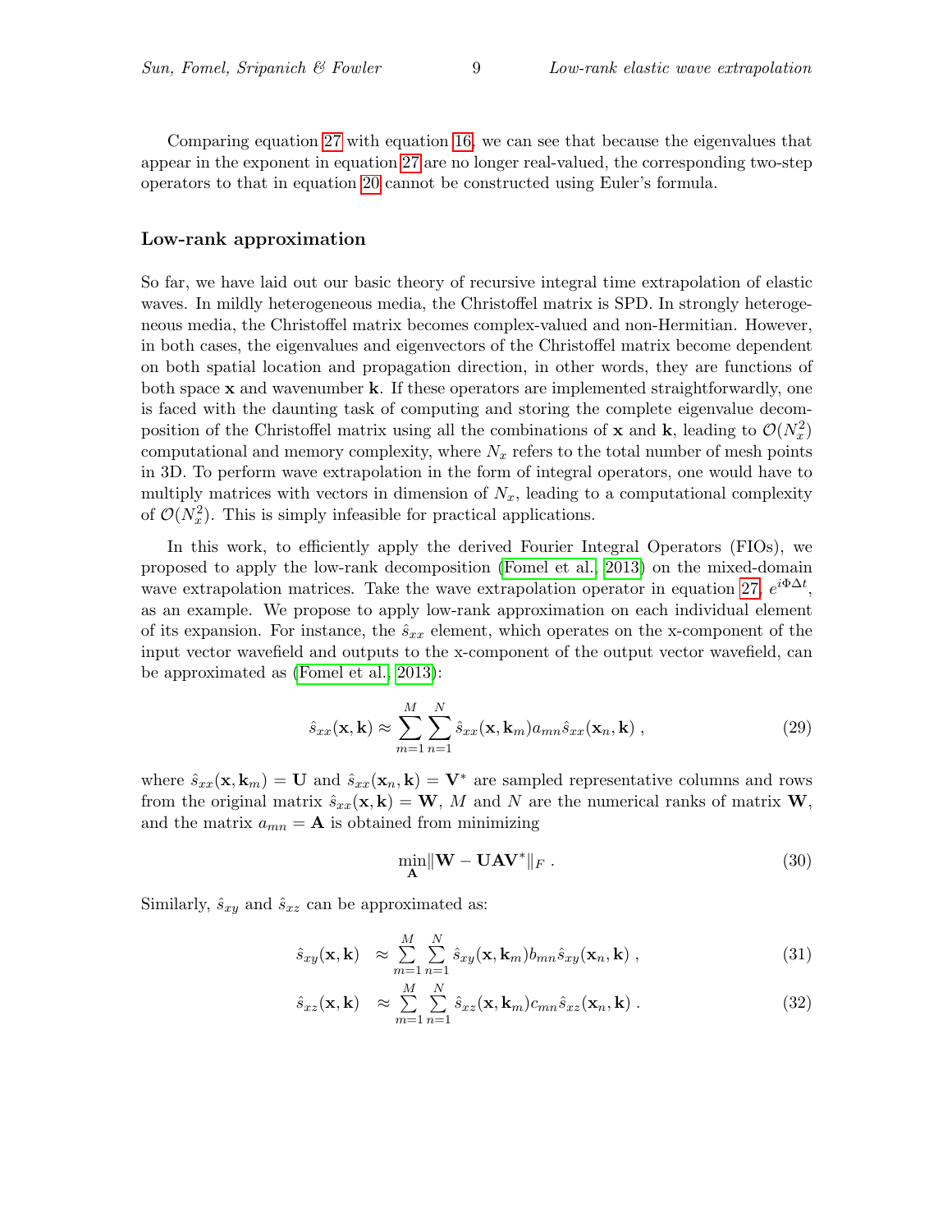Comparing equation 27 with equation 16, we can see that because the eigenvalues that appear in the exponent in equation 27 are no longer real-valued, the corresponding two-step operators to that in equation 20 cannot be constructed using Euler's formula.

## Low-rank approximation

So far, we have laid out our basic theory of recursive integral time extrapolation of elastic waves. In mildly heterogeneous media, the Christoffel matrix is SPD. In strongly heterogeneous media, the Christoffel matrix becomes complex-valued and non-Hermitian. However, in both cases, the eigenvalues and eigenvectors of the Christoffel matrix become dependent on both spatial location and propagation direction, in other words, they are functions of both space $\mathbf{x}$ and wavenumber $\mathbf{k}$. If these operators are implemented straightforwardly, one is faced with the daunting task of computing and storing the complete eigenvalue decomposition of the Christoffel matrix using all the combinations of $\mathbf{x}$ and $\mathbf{k}$, leading to $\mathcal{O}(N_x^2)$ computational and memory complexity, where $N_x$ refers to the total number of mesh points in 3D. To perform wave extrapolation in the form of integral operators, one would have to multiply matrices with vectors in dimension of $N_x$, leading to a computational complexity of $\mathcal{O}(N_x^2)$. This is simply infeasible for practical applications.

In this work, to efficiently apply the derived Fourier Integral Operators (FIOs), we proposed to apply the low-rank decomposition (Fomel et al., 2013) on the mixed-domain wave extrapolation matrices. Take the wave extrapolation operator in equation 27, $e^{i\Phi\Delta t}$, as an example. We propose to apply low-rank approximation on each individual element of its expansion. For instance, the $\hat{s}_{xx}$ element, which operates on the x-component of the input vector wavefield and outputs to the x-component of the output vector wavefield, can be approximated as (Fomel et al., 2013):

$$\hat{s}_{xx}(\mathbf{x},\mathbf{k}) \approx \sum_{m=1}^{M}\sum_{n=1}^{N} \hat{s}_{xx}(\mathbf{x},\mathbf{k}_m) a_{mn} \hat{s}_{xx}(\mathbf{x}_n,\mathbf{k}) \ , \tag{29}$$

where $\hat{s}_{xx}(\mathbf{x},\mathbf{k}_m) = \mathbf{U}$ and $\hat{s}_{xx}(\mathbf{x}_n,\mathbf{k}) = \mathbf{V}^*$ are sampled representative columns and rows from the original matrix $\hat{s}_{xx}(\mathbf{x},\mathbf{k}) = \mathbf{W}$, $M$ and $N$ are the numerical ranks of matrix $\mathbf{W}$, and the matrix $a_{mn} = \mathbf{A}$ is obtained from minimizing

$$\min_{\mathbf{A}} \|\mathbf{W} - \mathbf{U}\mathbf{A}\mathbf{V}^*\|_F \ . \tag{30}$$

Similarly, $\hat{s}_{xy}$ and $\hat{s}_{xz}$ can be approximated as:

$$\hat{s}_{xy}(\mathbf{x},\mathbf{k}) \approx \sum_{m=1}^{M}\sum_{n=1}^{N} \hat{s}_{xy}(\mathbf{x},\mathbf{k}_m) b_{mn} \hat{s}_{xy}(\mathbf{x}_n,\mathbf{k}) \ , \tag{31}$$

$$\hat{s}_{xz}(\mathbf{x},\mathbf{k}) \approx \sum_{m=1}^{M}\sum_{n=1}^{N} \hat{s}_{xz}(\mathbf{x},\mathbf{k}_m) c_{mn} \hat{s}_{xz}(\mathbf{x}_n,\mathbf{k}) \ . \tag{32}$$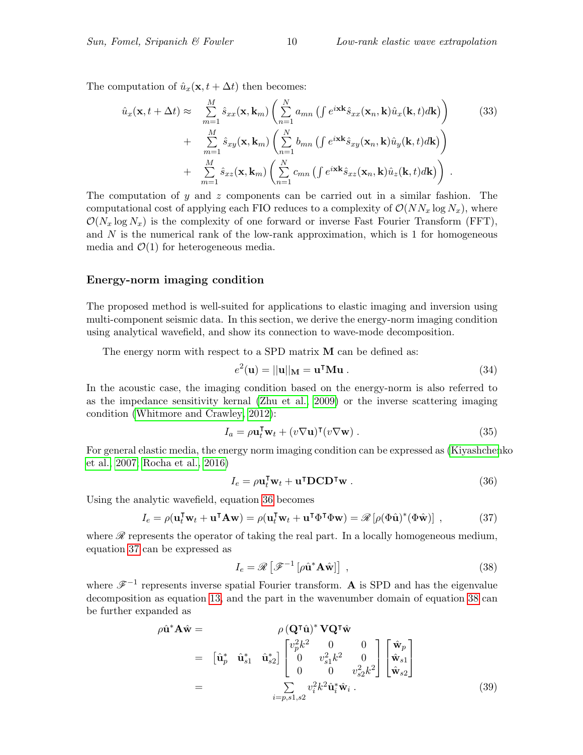The computation of $\hat{u}_x(\mathbf{x}, t+\Delta t)$ then becomes:

$$
\begin{aligned}
\hat{u}_x(\mathbf{x}, t+\Delta t) \approx & \sum_{m=1}^{M} \hat{s}_{xx}(\mathbf{x}, \mathbf{k}_m) \left( \sum_{n=1}^{N} a_{mn} \left( \int e^{i\mathbf{x}\mathbf{k}} \hat{s}_{xx}(\mathbf{x}_n, \mathbf{k}) \hat{u}_x(\mathbf{k}, t) d\mathbf{k} \right) \right) \\
+ & \sum_{m=1}^{M} \hat{s}_{xy}(\mathbf{x}, \mathbf{k}_m) \left( \sum_{n=1}^{N} b_{mn} \left( \int e^{i\mathbf{x}\mathbf{k}} \hat{s}_{xy}(\mathbf{x}_n, \mathbf{k}) \hat{u}_y(\mathbf{k}, t) d\mathbf{k} \right) \right) \\
+ & \sum_{m=1}^{M} \hat{s}_{xz}(\mathbf{x}, \mathbf{k}_m) \left( \sum_{n=1}^{N} c_{mn} \left( \int e^{i\mathbf{x}\mathbf{k}} \hat{s}_{xz}(\mathbf{x}_n, \mathbf{k}) \hat{u}_z(\mathbf{k}, t) d\mathbf{k} \right) \right) .
\end{aligned} \tag{33}
$$

The computation of $y$ and $z$ components can be carried out in a similar fashion. The computational cost of applying each FIO reduces to a complexity of $\mathcal{O}(N N_x \log N_x)$, where $\mathcal{O}(N_x \log N_x)$ is the complexity of one forward or inverse Fast Fourier Transform (FFT), and $N$ is the numerical rank of the low-rank approximation, which is 1 for homogeneous media and $\mathcal{O}(1)$ for heterogeneous media.

### Energy-norm imaging condition

The proposed method is well-suited for applications to elastic imaging and inversion using multi-component seismic data. In this section, we derive the energy-norm imaging condition using analytical wavefield, and show its connection to wave-mode decomposition.

The energy norm with respect to a SPD matrix $\mathbf{M}$ can be defined as:

$$
e^2(\mathbf{u}) = ||\mathbf{u}||_{\mathbf{M}} = \mathbf{u}^\intercal \mathbf{M} \mathbf{u} . \tag{34}
$$

In the acoustic case, the imaging condition based on the energy-norm is also referred to as the impedance sensitivity kernal (Zhu et al., 2009) or the inverse scattering imaging condition (Whitmore and Crawley, 2012):

$$
I_a = \rho \mathbf{u}_t^\intercal \mathbf{w}_t + (v \nabla \mathbf{u})^\intercal (v \nabla \mathbf{w}) . \tag{35}
$$

For general elastic media, the energy norm imaging condition can be expressed as (Kiyashchenko et al., 2007; Rocha et al., 2016)

$$
I_e = \rho \mathbf{u}_t^\intercal \mathbf{w}_t + \mathbf{u}^\intercal \mathbf{D} \mathbf{C} \mathbf{D}^\intercal \mathbf{w} . \tag{36}
$$

Using the analytic wavefield, equation 36 becomes

$$
I_e = \rho(\mathbf{u}_t^\intercal \mathbf{w}_t + \mathbf{u}^\intercal \mathbf{A} \mathbf{w}) = \rho(\mathbf{u}_t^\intercal \mathbf{w}_t + \mathbf{u}^\intercal \Phi^\intercal \Phi \mathbf{w}) = \mathscr{R}\left[\rho(\Phi \hat{\mathbf{u}})^* (\Phi \hat{\mathbf{w}})\right] , \tag{37}
$$

where $\mathscr{R}$ represents the operator of taking the real part. In a locally homogeneous medium, equation 37 can be expressed as

$$
I_e = \mathscr{R}\left[\mathscr{F}^{-1}\left[\rho \hat{\mathbf{u}}^* \mathbf{A} \hat{\mathbf{w}}\right]\right] , \tag{38}
$$

where $\mathscr{F}^{-1}$ represents inverse spatial Fourier transform. $\mathbf{A}$ is SPD and has the eigenvalue decomposition as equation 13, and the part in the wavenumber domain of equation 38 can be further expanded as

$$
\begin{aligned}
\rho \hat{\mathbf{u}}^* \mathbf{A} \hat{\mathbf{w}} = & \quad \rho \left(\mathbf{Q}^\intercal \hat{\mathbf{u}}\right)^* \mathbf{V} \mathbf{Q}^\intercal \hat{\mathbf{w}} \\
= & \begin{bmatrix} \hat{\mathbf{u}}_p^* & \hat{\mathbf{u}}_{s1}^* & \hat{\mathbf{u}}_{s2}^* \end{bmatrix} \begin{bmatrix} v_p^2 k^2 & 0 & 0 \\ 0 & v_{s1}^2 k^2 & 0 \\ 0 & 0 & v_{s2}^2 k^2 \end{bmatrix} \begin{bmatrix} \hat{\mathbf{w}}_p \\ \hat{\mathbf{w}}_{s1} \\ \hat{\mathbf{w}}_{s2} \end{bmatrix} \\
= & \sum_{i=p,s1,s2} v_i^2 k^2 \hat{\mathbf{u}}_i^* \hat{\mathbf{w}}_i .
\end{aligned} \tag{39}
$$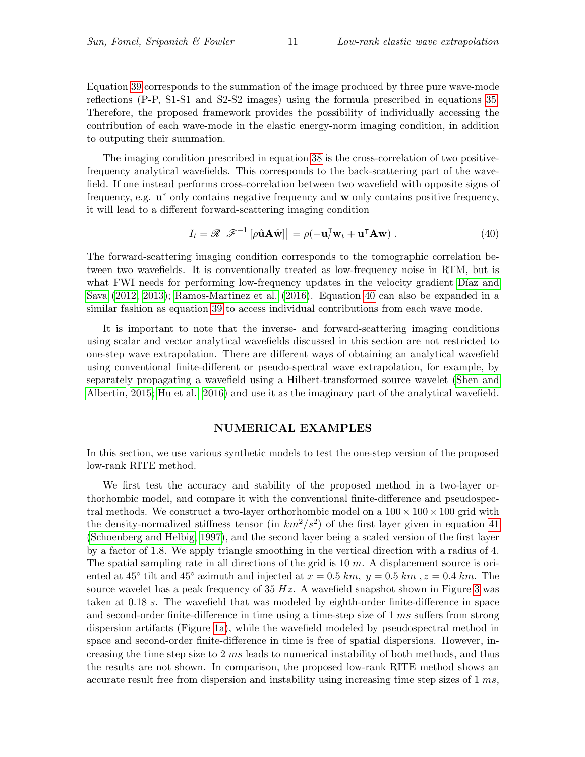Equation 39 corresponds to the summation of the image produced by three pure wave-mode reflections (P-P, S1-S1 and S2-S2 images) using the formula prescribed in equations 35. Therefore, the proposed framework provides the possibility of individually accessing the contribution of each wave-mode in the elastic energy-norm imaging condition, in addition to outputing their summation.

The imaging condition prescribed in equation 38 is the cross-correlation of two positive-frequency analytical wavefields. This corresponds to the back-scattering part of the wavefield. If one instead performs cross-correlation between two wavefield with opposite signs of frequency, e.g. $\mathbf{u}^*$ only contains negative frequency and $\mathbf{w}$ only contains positive frequency, it will lead to a different forward-scattering imaging condition

$$I_t = \mathscr{R}\left[\mathscr{F}^{-1}\left[\rho\hat{\mathbf{u}}\mathbf{A}\hat{\mathbf{w}}\right]\right] = \rho(-\mathbf{u}_t^{\intercal}\mathbf{w}_t + \mathbf{u}^{\intercal}\mathbf{A}\mathbf{w}) \; . \tag{40}$$

The forward-scattering imaging condition corresponds to the tomographic correlation between two wavefields. It is conventionally treated as low-frequency noise in RTM, but is what FWI needs for performing low-frequency updates in the velocity gradient Díaz and Sava (2012, 2013); Ramos-Martinez et al. (2016). Equation 40 can also be expanded in a similar fashion as equation 39 to access individual contributions from each wave mode.

It is important to note that the inverse- and forward-scattering imaging conditions using scalar and vector analytical wavefields discussed in this section are not restricted to one-step wave extrapolation. There are different ways of obtaining an analytical wavefield using conventional finite-different or pseudo-spectral wave extrapolation, for example, by separately propagating a wavefield using a Hilbert-transformed source wavelet (Shen and Albertin, 2015; Hu et al., 2016) and use it as the imaginary part of the analytical wavefield.

## NUMERICAL EXAMPLES

In this section, we use various synthetic models to test the one-step version of the proposed low-rank RITE method.

We first test the accuracy and stability of the proposed method in a two-layer orthorhombic model, and compare it with the conventional finite-difference and pseudospectral methods. We construct a two-layer orthorhombic model on a $100 \times 100 \times 100$ grid with the density-normalized stiffness tensor (in $km^2/s^2$) of the first layer given in equation 41 (Schoenberg and Helbig, 1997), and the second layer being a scaled version of the first layer by a factor of 1.8. We apply triangle smoothing in the vertical direction with a radius of 4. The spatial sampling rate in all directions of the grid is 10 $m$. A displacement source is oriented at $45^\circ$ tilt and $45^\circ$ azimuth and injected at $x = 0.5\ km$, $y = 0.5\ km$ , $z = 0.4\ km$. The source wavelet has a peak frequency of 35 $Hz$. A wavefield snapshot shown in Figure 3 was taken at 0.18 $s$. The wavefield that was modeled by eighth-order finite-difference in space and second-order finite-difference in time using a time-step size of 1 $ms$ suffers from strong dispersion artifacts (Figure 1a), while the wavefield modeled by pseudospectral method in space and second-order finite-difference in time is free of spatial dispersions. However, increasing the time step size to 2 $ms$ leads to numerical instability of both methods, and thus the results are not shown. In comparison, the proposed low-rank RITE method shows an accurate result free from dispersion and instability using increasing time step sizes of 1 $ms$,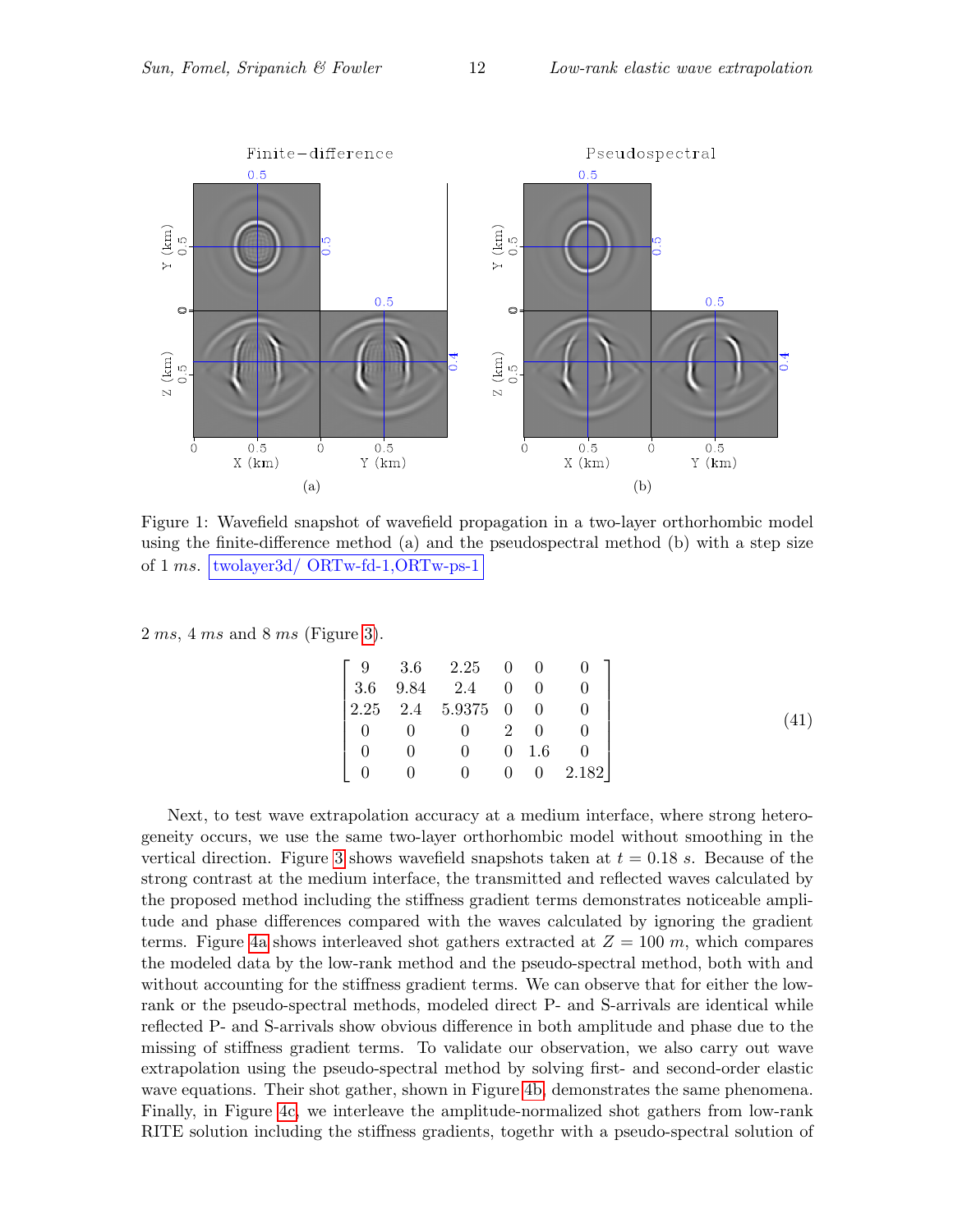Figure 1: Wavefield snapshot of wavefield propagation in a two-layer orthorhombic model using the finite-difference method (a) and the pseudospectral method (b) with a step size of 1 $ms$. twolayer3d/ ORTw-fd-1,ORTw-ps-1

2 $ms$, 4 $ms$ and 8 $ms$ (Figure 3).

$$
\begin{bmatrix}
9 & 3.6 & 2.25 & 0 & 0 & 0 \\
3.6 & 9.84 & 2.4 & 0 & 0 & 0 \\
2.25 & 2.4 & 5.9375 & 0 & 0 & 0 \\
0 & 0 & 0 & 2 & 0 & 0 \\
0 & 0 & 0 & 0 & 1.6 & 0 \\
0 & 0 & 0 & 0 & 0 & 2.182
\end{bmatrix}
\tag{41}
$$

Next, to test wave extrapolation accuracy at a medium interface, where strong heterogeneity occurs, we use the same two-layer orthorhombic model without smoothing in the vertical direction. Figure 3 shows wavefield snapshots taken at $t = 0.18$ $s$. Because of the strong contrast at the medium interface, the transmitted and reflected waves calculated by the proposed method including the stiffness gradient terms demonstrates noticeable amplitude and phase differences compared with the waves calculated by ignoring the gradient terms. Figure 4a shows interleaved shot gathers extracted at $Z = 100$ $m$, which compares the modeled data by the low-rank method and the pseudo-spectral method, both with and without accounting for the stiffness gradient terms. We can observe that for either the low-rank or the pseudo-spectral methods, modeled direct P- and S-arrivals are identical while reflected P- and S-arrivals show obvious difference in both amplitude and phase due to the missing of stiffness gradient terms. To validate our observation, we also carry out wave extrapolation using the pseudo-spectral method by solving first- and second-order elastic wave equations. Their shot gather, shown in Figure 4b, demonstrates the same phenomena. Finally, in Figure 4c, we interleave the amplitude-normalized shot gathers from low-rank RITE solution including the stiffness gradients, togethr with a pseudo-spectral solution of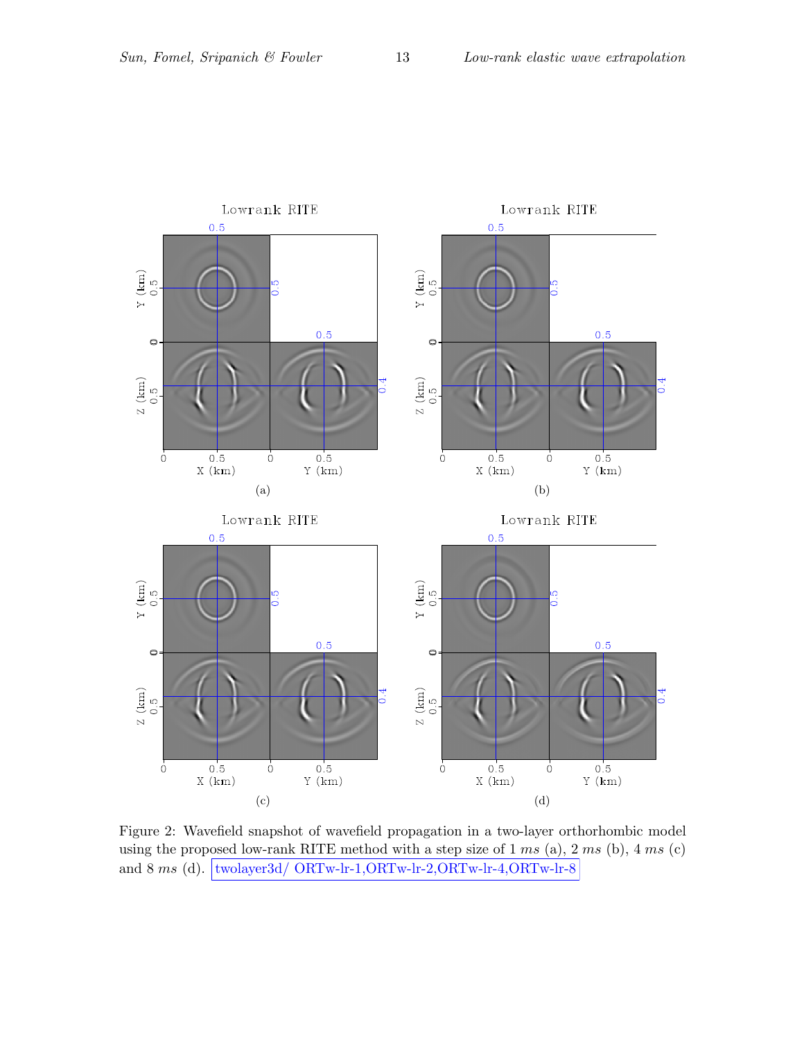Figure 2: Wavefield snapshot of wavefield propagation in a two-layer orthorhombic model using the proposed low-rank RITE method with a step size of 1 *ms* (a), 2 *ms* (b), 4 *ms* (c) and 8 *ms* (d). twolayer3d/ ORTw-lr-1,ORTw-lr-2,ORTw-lr-4,ORTw-lr-8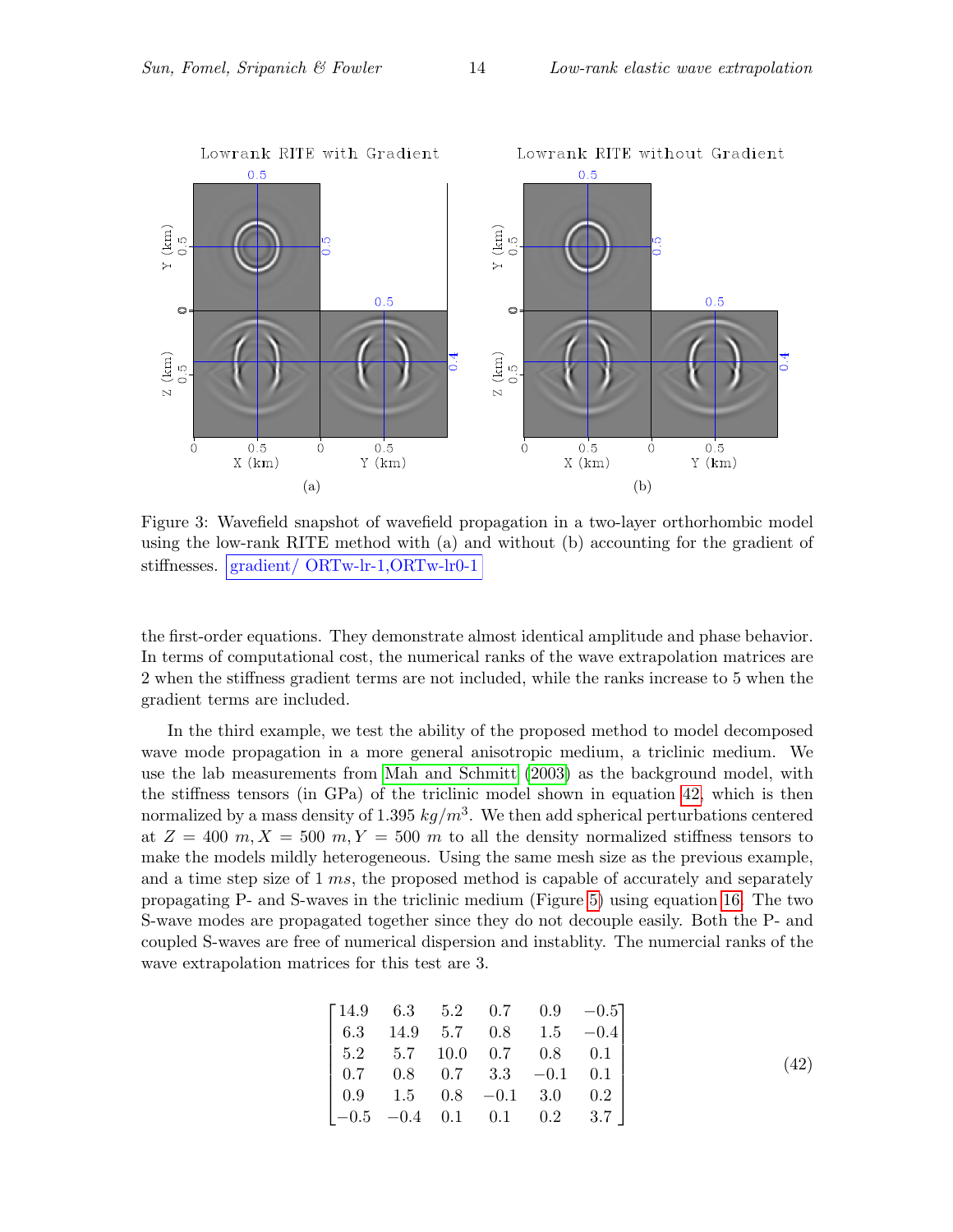Figure 3: Wavefield snapshot of wavefield propagation in a two-layer orthorhombic model using the low-rank RITE method with (a) and without (b) accounting for the gradient of stiffnesses. gradient/ ORTw-lr-1,ORTw-lr0-1

the first-order equations. They demonstrate almost identical amplitude and phase behavior. In terms of computational cost, the numerical ranks of the wave extrapolation matrices are 2 when the stiffness gradient terms are not included, while the ranks increase to 5 when the gradient terms are included.

In the third example, we test the ability of the proposed method to model decomposed wave mode propagation in a more general anisotropic medium, a triclinic medium. We use the lab measurements from Mah and Schmitt (2003) as the background model, with the stiffness tensors (in GPa) of the triclinic model shown in equation 42, which is then normalized by a mass density of 1.395 $kg/m^3$. We then add spherical perturbations centered at $Z = 400\ m, X = 500\ m, Y = 500\ m$ to all the density normalized stiffness tensors to make the models mildly heterogeneous. Using the same mesh size as the previous example, and a time step size of 1 $ms$, the proposed method is capable of accurately and separately propagating P- and S-waves in the triclinic medium (Figure 5) using equation 16. The two S-wave modes are propagated together since they do not decouple easily. Both the P- and coupled S-waves are free of numerical dispersion and instablity. The numercial ranks of the wave extrapolation matrices for this test are 3.

$$
\begin{bmatrix}
14.9 & 6.3 & 5.2 & 0.7 & 0.9 & -0.5 \\
6.3 & 14.9 & 5.7 & 0.8 & 1.5 & -0.4 \\
5.2 & 5.7 & 10.0 & 0.7 & 0.8 & 0.1 \\
0.7 & 0.8 & 0.7 & 3.3 & -0.1 & 0.1 \\
0.9 & 1.5 & 0.8 & -0.1 & 3.0 & 0.2 \\
-0.5 & -0.4 & 0.1 & 0.1 & 0.2 & 3.7
\end{bmatrix}
\tag{42}
$$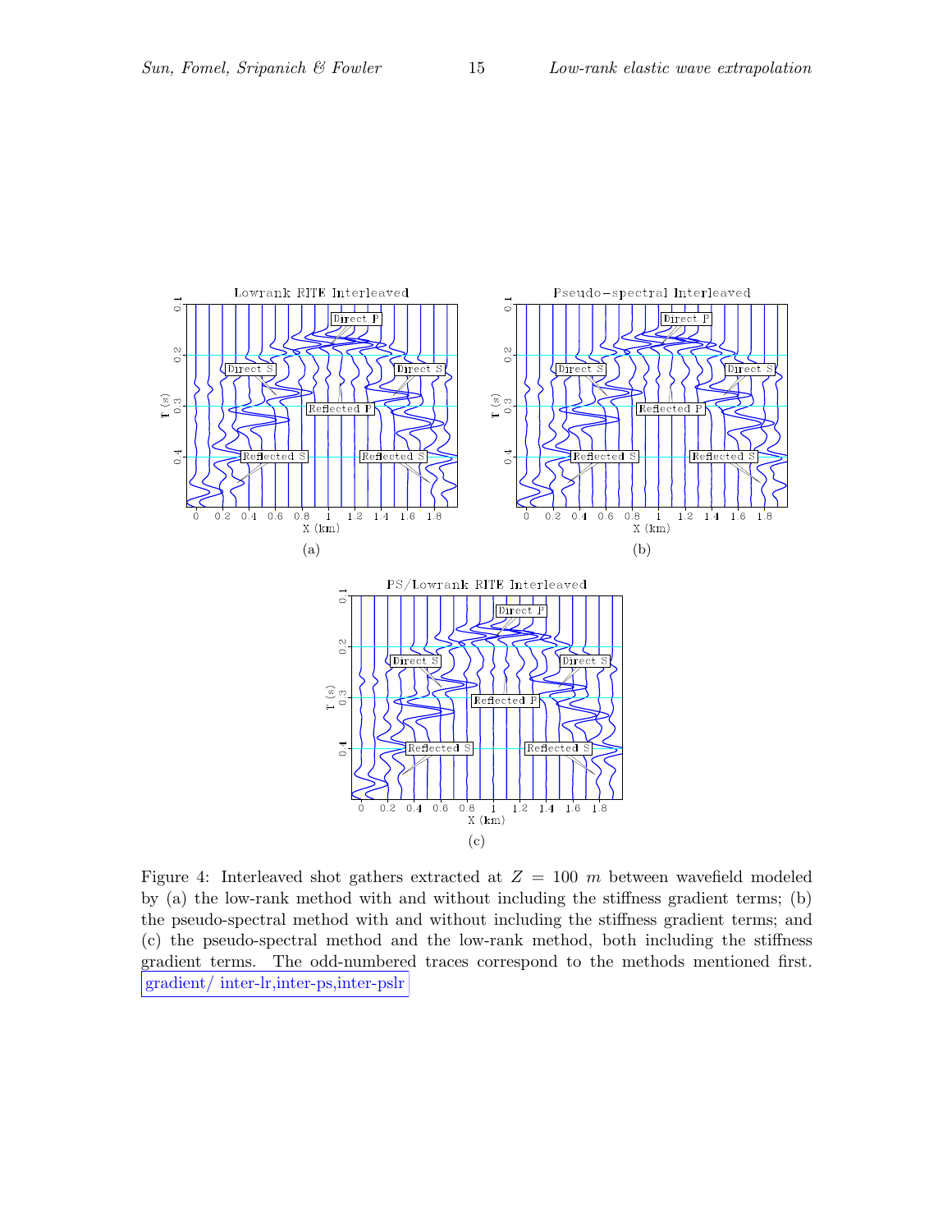Figure 4: Interleaved shot gathers extracted at $Z = 100$ $m$ between wavefield modeled by (a) the low-rank method with and without including the stiffness gradient terms; (b) the pseudo-spectral method with and without including the stiffness gradient terms; and (c) the pseudo-spectral method and the low-rank method, both including the stiffness gradient terms. The odd-numbered traces correspond to the methods mentioned first. gradient/ inter-lr,inter-ps,inter-pslr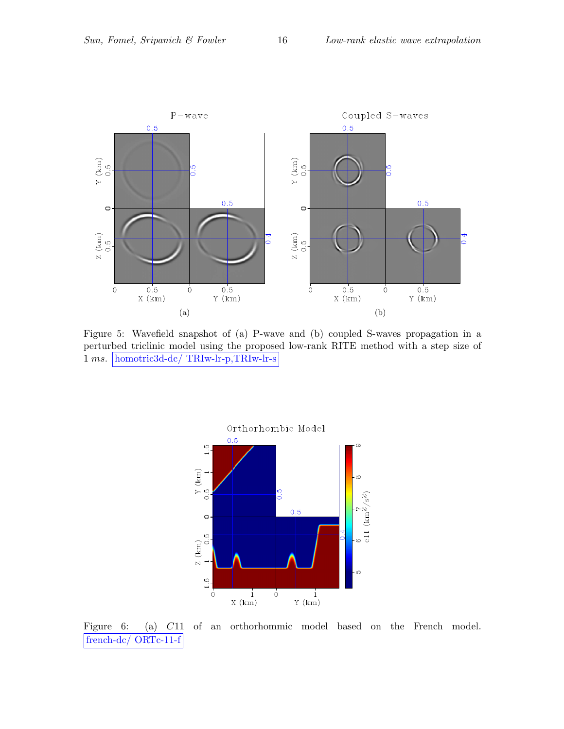Figure 5: Wavefield snapshot of (a) P-wave and (b) coupled S-waves propagation in a perturbed triclinic model using the proposed low-rank RITE method with a step size of 1 *ms*. homotric3d-dc/ TRIw-lr-p,TRIw-lr-s

Figure 6: (a) $C11$ of an orthorhommic model based on the French model. french-dc/ ORTc-11-f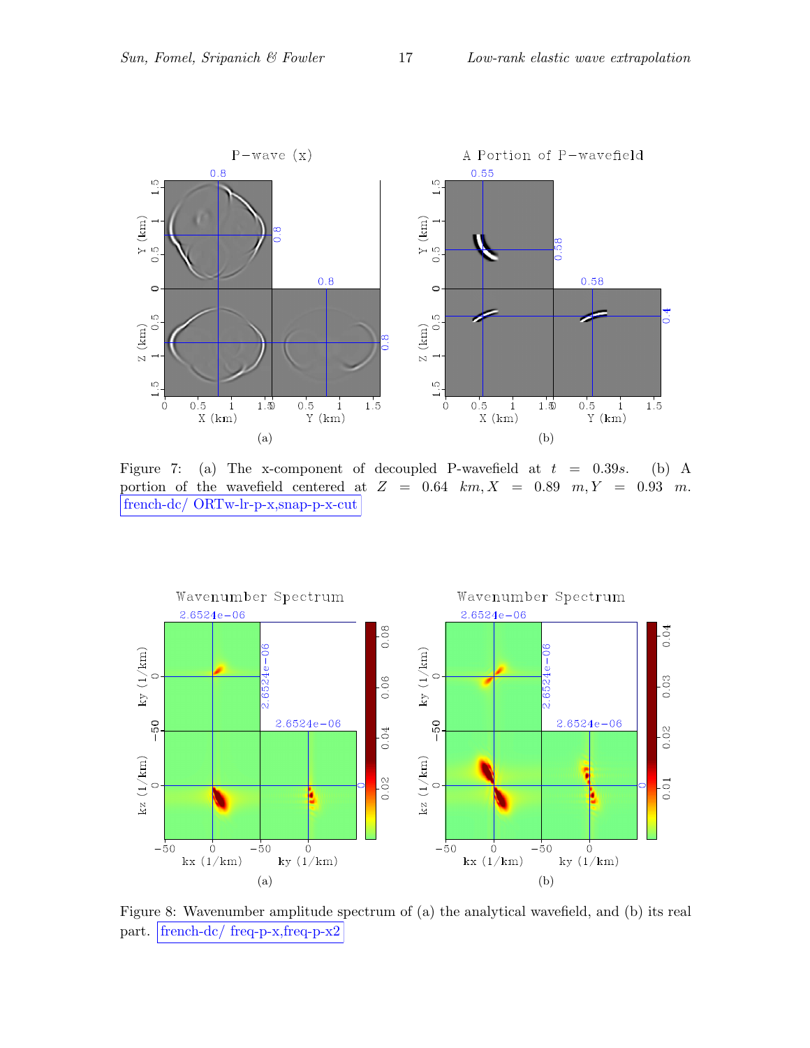Figure 7: (a) The x-component of decoupled P-wavefield at $t = 0.39s$. (b) A portion of the wavefield centered at $Z = 0.64$ $km, X = 0.89$ $m, Y = 0.93$ $m$. french-dc/ ORTw-lr-p-x,snap-p-x-cut

Figure 8: Wavenumber amplitude spectrum of (a) the analytical wavefield, and (b) its real part. french-dc/ freq-p-x,freq-p-x2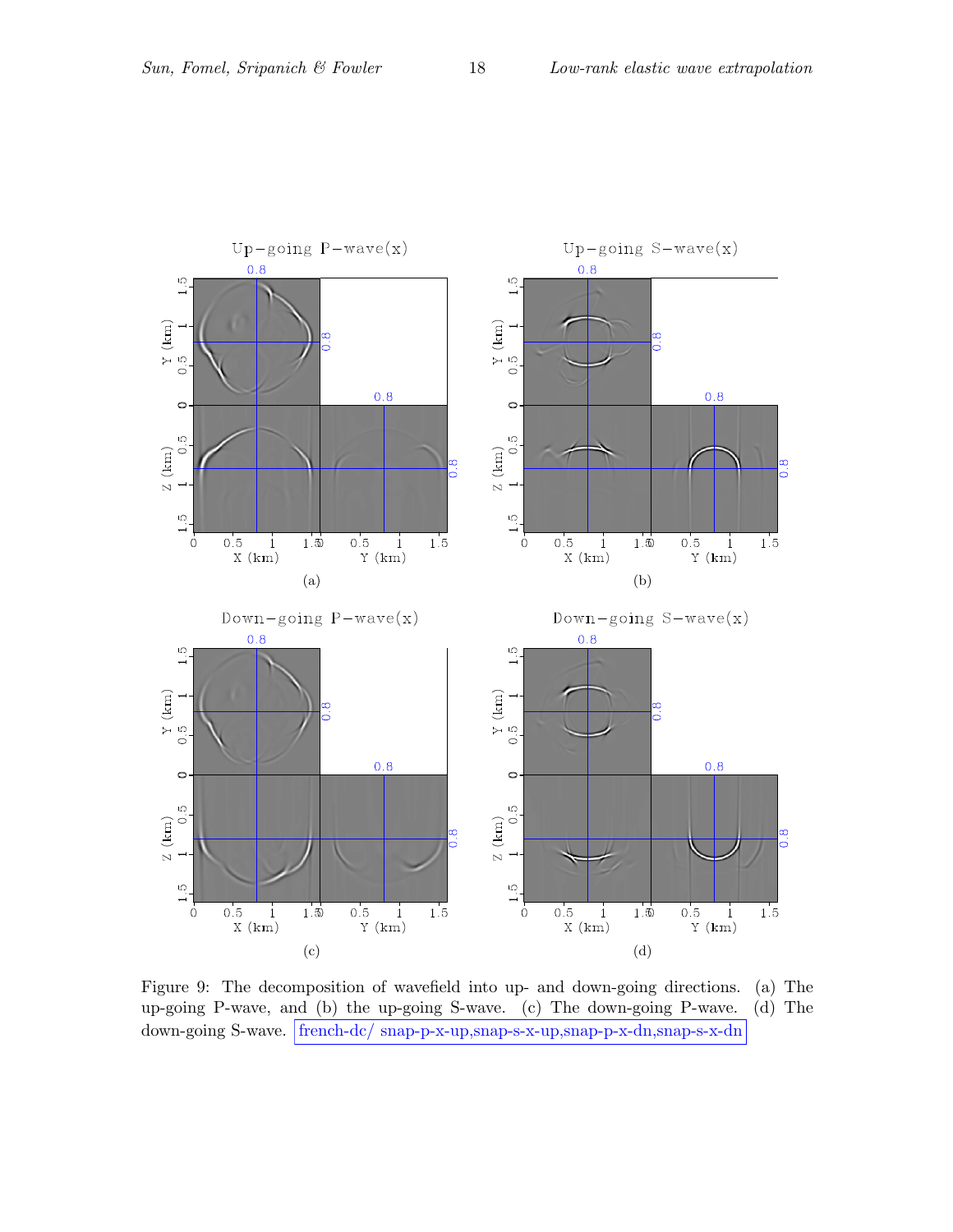Figure 9: The decomposition of wavefield into up- and down-going directions. (a) The up-going P-wave, and (b) the up-going S-wave. (c) The down-going P-wave. (d) The down-going S-wave. french-dc/ snap-p-x-up,snap-s-x-up,snap-p-x-dn,snap-s-x-dn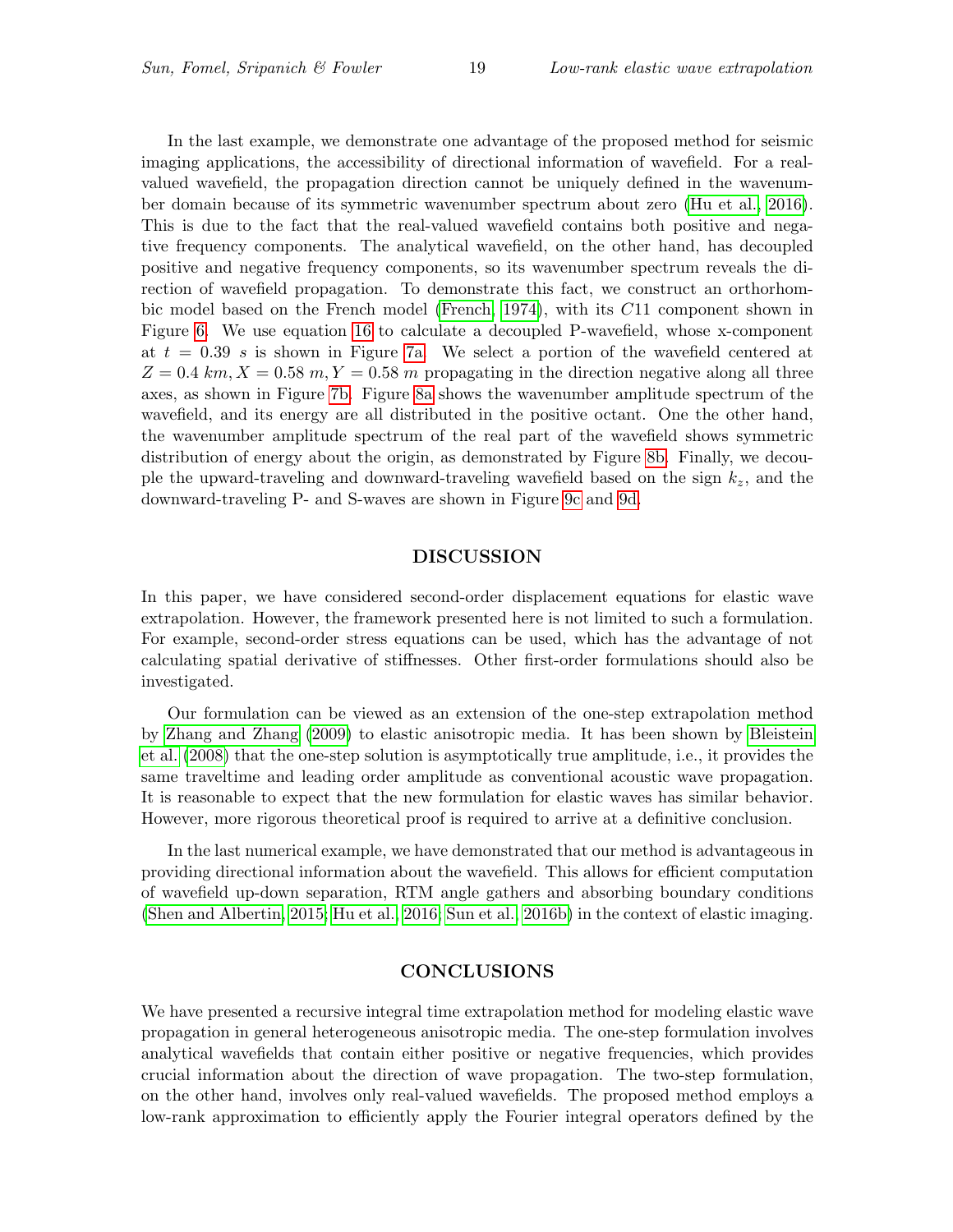In the last example, we demonstrate one advantage of the proposed method for seismic imaging applications, the accessibility of directional information of wavefield. For a real-valued wavefield, the propagation direction cannot be uniquely defined in the wavenumber domain because of its symmetric wavenumber spectrum about zero (Hu et al., 2016). This is due to the fact that the real-valued wavefield contains both positive and negative frequency components. The analytical wavefield, on the other hand, has decoupled positive and negative frequency components, so its wavenumber spectrum reveals the direction of wavefield propagation. To demonstrate this fact, we construct an orthorhombic model based on the French model (French, 1974), with its $C11$ component shown in Figure 6. We use equation 16 to calculate a decoupled P-wavefield, whose x-component at $t = 0.39$ $s$ is shown in Figure 7a. We select a portion of the wavefield centered at $Z = 0.4$ $km, X = 0.58$ $m, Y = 0.58$ $m$ propagating in the direction negative along all three axes, as shown in Figure 7b. Figure 8a shows the wavenumber amplitude spectrum of the wavefield, and its energy are all distributed in the positive octant. One the other hand, the wavenumber amplitude spectrum of the real part of the wavefield shows symmetric distribution of energy about the origin, as demonstrated by Figure 8b. Finally, we decouple the upward-traveling and downward-traveling wavefield based on the sign $k_z$, and the downward-traveling P- and S-waves are shown in Figure 9c and 9d.

## DISCUSSION

In this paper, we have considered second-order displacement equations for elastic wave extrapolation. However, the framework presented here is not limited to such a formulation. For example, second-order stress equations can be used, which has the advantage of not calculating spatial derivative of stiffnesses. Other first-order formulations should also be investigated.

Our formulation can be viewed as an extension of the one-step extrapolation method by Zhang and Zhang (2009) to elastic anisotropic media. It has been shown by Bleistein et al. (2008) that the one-step solution is asymptotically true amplitude, i.e., it provides the same traveltime and leading order amplitude as conventional acoustic wave propagation. It is reasonable to expect that the new formulation for elastic waves has similar behavior. However, more rigorous theoretical proof is required to arrive at a definitive conclusion.

In the last numerical example, we have demonstrated that our method is advantageous in providing directional information about the wavefield. This allows for efficient computation of wavefield up-down separation, RTM angle gathers and absorbing boundary conditions (Shen and Albertin, 2015; Hu et al., 2016; Sun et al., 2016b) in the context of elastic imaging.

## CONCLUSIONS

We have presented a recursive integral time extrapolation method for modeling elastic wave propagation in general heterogeneous anisotropic media. The one-step formulation involves analytical wavefields that contain either positive or negative frequencies, which provides crucial information about the direction of wave propagation. The two-step formulation, on the other hand, involves only real-valued wavefields. The proposed method employs a low-rank approximation to efficiently apply the Fourier integral operators defined by the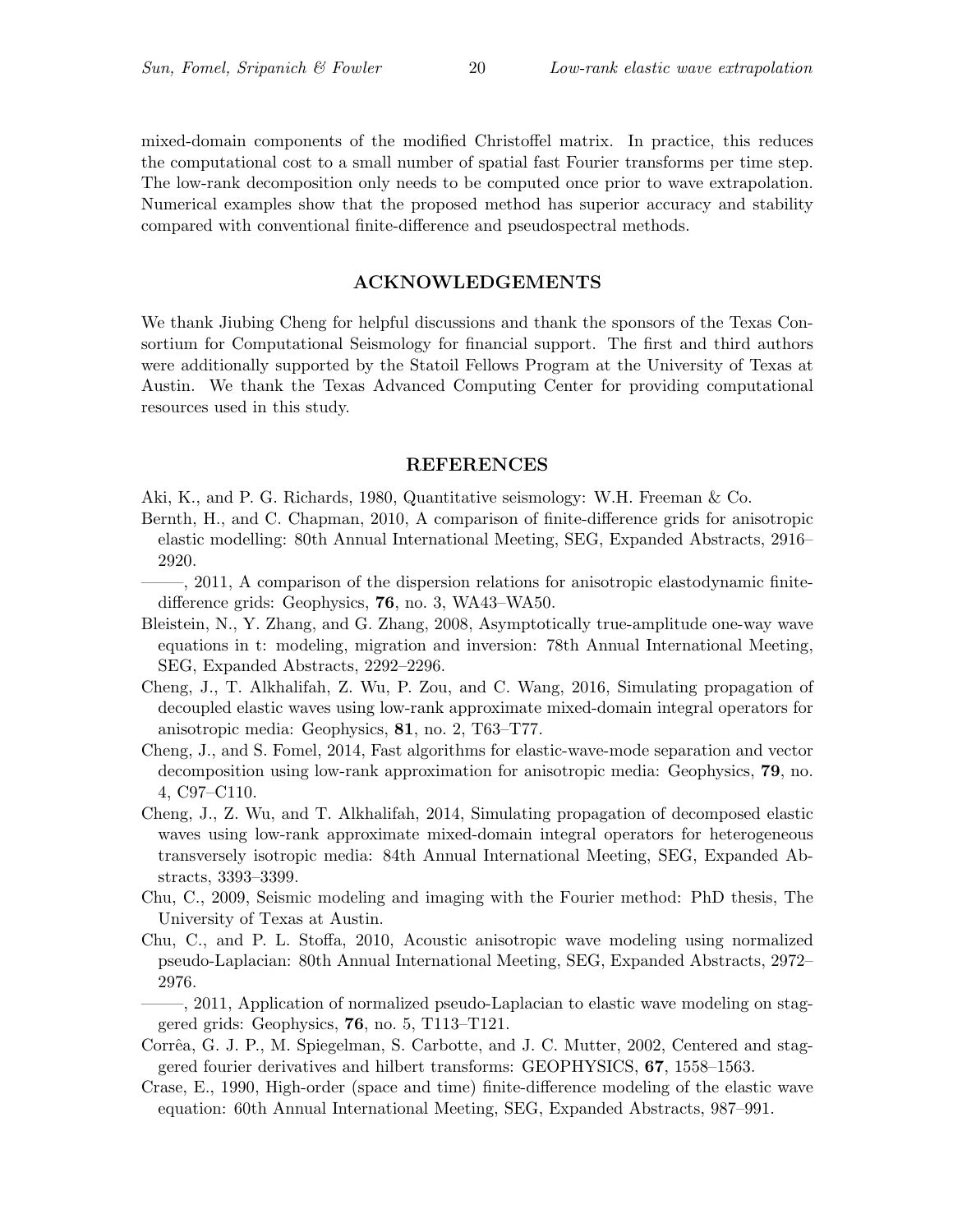mixed-domain components of the modified Christoffel matrix. In practice, this reduces the computational cost to a small number of spatial fast Fourier transforms per time step. The low-rank decomposition only needs to be computed once prior to wave extrapolation. Numerical examples show that the proposed method has superior accuracy and stability compared with conventional finite-difference and pseudospectral methods.

## ACKNOWLEDGEMENTS

We thank Jiubing Cheng for helpful discussions and thank the sponsors of the Texas Consortium for Computational Seismology for financial support. The first and third authors were additionally supported by the Statoil Fellows Program at the University of Texas at Austin. We thank the Texas Advanced Computing Center for providing computational resources used in this study.

## REFERENCES

Aki, K., and P. G. Richards, 1980, Quantitative seismology: W.H. Freeman & Co.

Bernth, H., and C. Chapman, 2010, A comparison of finite-difference grids for anisotropic elastic modelling: 80th Annual International Meeting, SEG, Expanded Abstracts, 2916–2920.

——, 2011, A comparison of the dispersion relations for anisotropic elastodynamic finite-difference grids: Geophysics, **76**, no. 3, WA43–WA50.

Bleistein, N., Y. Zhang, and G. Zhang, 2008, Asymptotically true-amplitude one-way wave equations in t: modeling, migration and inversion: 78th Annual International Meeting, SEG, Expanded Abstracts, 2292–2296.

Cheng, J., T. Alkhalifah, Z. Wu, P. Zou, and C. Wang, 2016, Simulating propagation of decoupled elastic waves using low-rank approximate mixed-domain integral operators for anisotropic media: Geophysics, **81**, no. 2, T63–T77.

Cheng, J., and S. Fomel, 2014, Fast algorithms for elastic-wave-mode separation and vector decomposition using low-rank approximation for anisotropic media: Geophysics, **79**, no. 4, C97–C110.

Cheng, J., Z. Wu, and T. Alkhalifah, 2014, Simulating propagation of decomposed elastic waves using low-rank approximate mixed-domain integral operators for heterogeneous transversely isotropic media: 84th Annual International Meeting, SEG, Expanded Abstracts, 3393–3399.

Chu, C., 2009, Seismic modeling and imaging with the Fourier method: PhD thesis, The University of Texas at Austin.

Chu, C., and P. L. Stoffa, 2010, Acoustic anisotropic wave modeling using normalized pseudo-Laplacian: 80th Annual International Meeting, SEG, Expanded Abstracts, 2972–2976.

——, 2011, Application of normalized pseudo-Laplacian to elastic wave modeling on staggered grids: Geophysics, **76**, no. 5, T113–T121.

Corrêa, G. J. P., M. Spiegelman, S. Carbotte, and J. C. Mutter, 2002, Centered and staggered fourier derivatives and hilbert transforms: GEOPHYSICS, **67**, 1558–1563.

Crase, E., 1990, High-order (space and time) finite-difference modeling of the elastic wave equation: 60th Annual International Meeting, SEG, Expanded Abstracts, 987–991.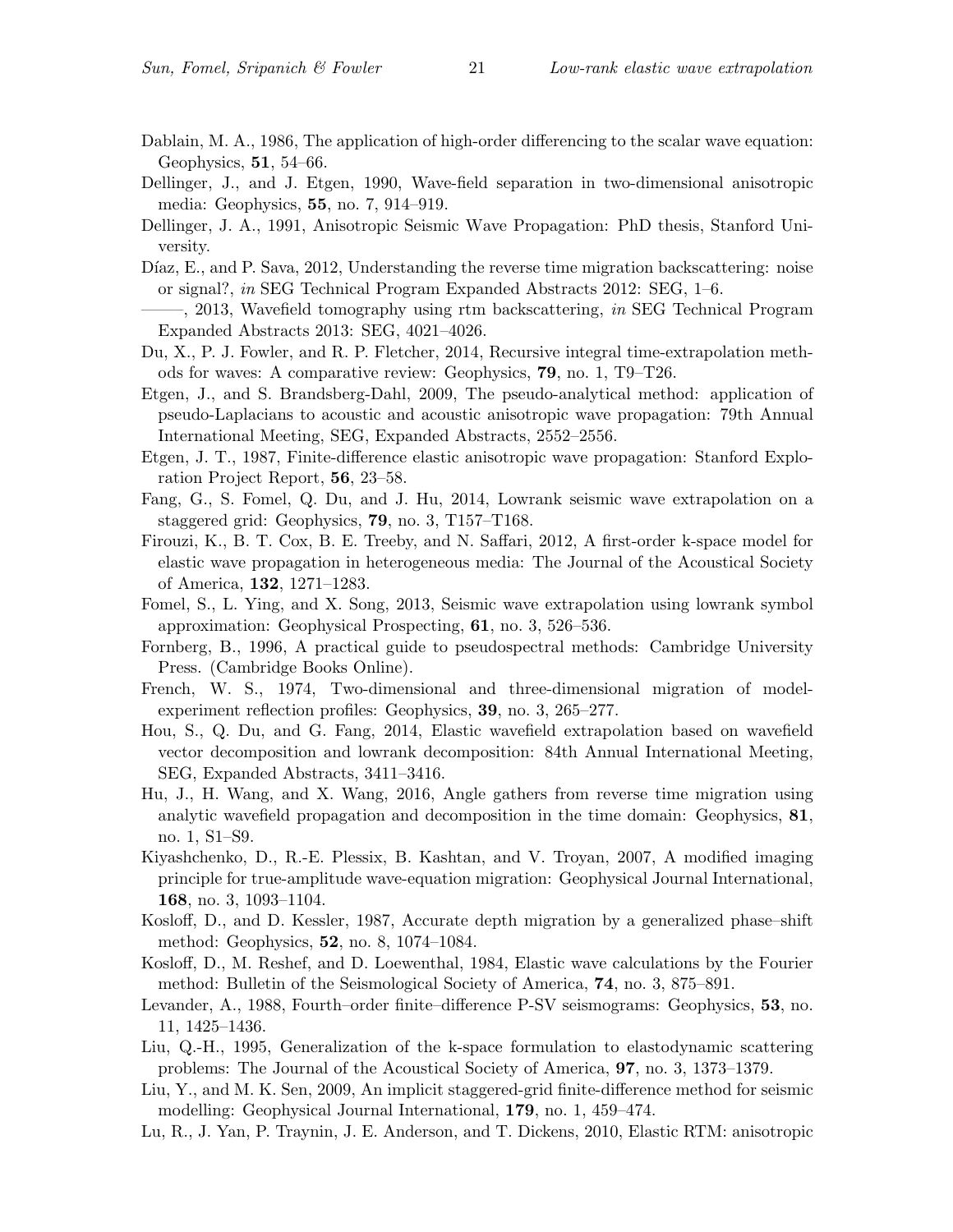Dablain, M. A., 1986, The application of high-order differencing to the scalar wave equation: Geophysics, **51**, 54–66.

Dellinger, J., and J. Etgen, 1990, Wave-field separation in two-dimensional anisotropic media: Geophysics, **55**, no. 7, 914–919.

Dellinger, J. A., 1991, Anisotropic Seismic Wave Propagation: PhD thesis, Stanford University.

Díaz, E., and P. Sava, 2012, Understanding the reverse time migration backscattering: noise or signal?, *in* SEG Technical Program Expanded Abstracts 2012: SEG, 1–6.

——–, 2013, Wavefield tomography using rtm backscattering, *in* SEG Technical Program Expanded Abstracts 2013: SEG, 4021–4026.

Du, X., P. J. Fowler, and R. P. Fletcher, 2014, Recursive integral time-extrapolation methods for waves: A comparative review: Geophysics, **79**, no. 1, T9–T26.

Etgen, J., and S. Brandsberg-Dahl, 2009, The pseudo-analytical method: application of pseudo-Laplacians to acoustic and acoustic anisotropic wave propagation: 79th Annual International Meeting, SEG, Expanded Abstracts, 2552–2556.

Etgen, J. T., 1987, Finite-difference elastic anisotropic wave propagation: Stanford Exploration Project Report, **56**, 23–58.

Fang, G., S. Fomel, Q. Du, and J. Hu, 2014, Lowrank seismic wave extrapolation on a staggered grid: Geophysics, **79**, no. 3, T157–T168.

Firouzi, K., B. T. Cox, B. E. Treeby, and N. Saffari, 2012, A first-order k-space model for elastic wave propagation in heterogeneous media: The Journal of the Acoustical Society of America, **132**, 1271–1283.

Fomel, S., L. Ying, and X. Song, 2013, Seismic wave extrapolation using lowrank symbol approximation: Geophysical Prospecting, **61**, no. 3, 526–536.

Fornberg, B., 1996, A practical guide to pseudospectral methods: Cambridge University Press. (Cambridge Books Online).

French, W. S., 1974, Two-dimensional and three-dimensional migration of model-experiment reflection profiles: Geophysics, **39**, no. 3, 265–277.

Hou, S., Q. Du, and G. Fang, 2014, Elastic wavefield extrapolation based on wavefield vector decomposition and lowrank decomposition: 84th Annual International Meeting, SEG, Expanded Abstracts, 3411–3416.

Hu, J., H. Wang, and X. Wang, 2016, Angle gathers from reverse time migration using analytic wavefield propagation and decomposition in the time domain: Geophysics, **81**, no. 1, S1–S9.

Kiyashchenko, D., R.-E. Plessix, B. Kashtan, and V. Troyan, 2007, A modified imaging principle for true-amplitude wave-equation migration: Geophysical Journal International, **168**, no. 3, 1093–1104.

Kosloff, D., and D. Kessler, 1987, Accurate depth migration by a generalized phase–shift method: Geophysics, **52**, no. 8, 1074–1084.

Kosloff, D., M. Reshef, and D. Loewenthal, 1984, Elastic wave calculations by the Fourier method: Bulletin of the Seismological Society of America, **74**, no. 3, 875–891.

Levander, A., 1988, Fourth–order finite–difference P-SV seismograms: Geophysics, **53**, no. 11, 1425–1436.

Liu, Q.-H., 1995, Generalization of the k-space formulation to elastodynamic scattering problems: The Journal of the Acoustical Society of America, **97**, no. 3, 1373–1379.

Liu, Y., and M. K. Sen, 2009, An implicit staggered-grid finite-difference method for seismic modelling: Geophysical Journal International, **179**, no. 1, 459–474.

Lu, R., J. Yan, P. Traynin, J. E. Anderson, and T. Dickens, 2010, Elastic RTM: anisotropic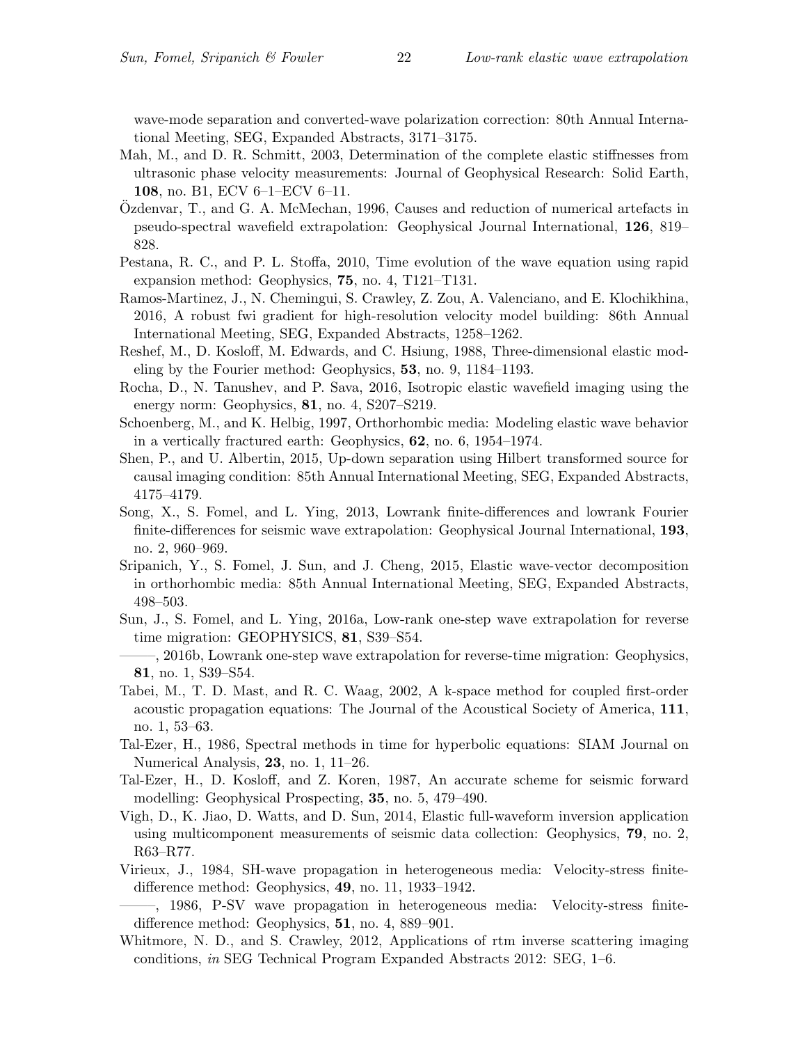wave-mode separation and converted-wave polarization correction: 80th Annual International Meeting, SEG, Expanded Abstracts, 3171–3175.

Mah, M., and D. R. Schmitt, 2003, Determination of the complete elastic stiffnesses from ultrasonic phase velocity measurements: Journal of Geophysical Research: Solid Earth, **108**, no. B1, ECV 6–1–ECV 6–11.

Özdenvar, T., and G. A. McMechan, 1996, Causes and reduction of numerical artefacts in pseudo-spectral wavefield extrapolation: Geophysical Journal International, **126**, 819–828.

Pestana, R. C., and P. L. Stoffa, 2010, Time evolution of the wave equation using rapid expansion method: Geophysics, **75**, no. 4, T121–T131.

Ramos-Martinez, J., N. Chemingui, S. Crawley, Z. Zou, A. Valenciano, and E. Klochikhina, 2016, A robust fwi gradient for high-resolution velocity model building: 86th Annual International Meeting, SEG, Expanded Abstracts, 1258–1262.

Reshef, M., D. Kosloff, M. Edwards, and C. Hsiung, 1988, Three-dimensional elastic modeling by the Fourier method: Geophysics, **53**, no. 9, 1184–1193.

Rocha, D., N. Tanushev, and P. Sava, 2016, Isotropic elastic wavefield imaging using the energy norm: Geophysics, **81**, no. 4, S207–S219.

Schoenberg, M., and K. Helbig, 1997, Orthorhombic media: Modeling elastic wave behavior in a vertically fractured earth: Geophysics, **62**, no. 6, 1954–1974.

Shen, P., and U. Albertin, 2015, Up-down separation using Hilbert transformed source for causal imaging condition: 85th Annual International Meeting, SEG, Expanded Abstracts, 4175–4179.

Song, X., S. Fomel, and L. Ying, 2013, Lowrank finite-differences and lowrank Fourier finite-differences for seismic wave extrapolation: Geophysical Journal International, **193**, no. 2, 960–969.

Sripanich, Y., S. Fomel, J. Sun, and J. Cheng, 2015, Elastic wave-vector decomposition in orthorhombic media: 85th Annual International Meeting, SEG, Expanded Abstracts, 498–503.

Sun, J., S. Fomel, and L. Ying, 2016a, Low-rank one-step wave extrapolation for reverse time migration: GEOPHYSICS, **81**, S39–S54.

——–, 2016b, Lowrank one-step wave extrapolation for reverse-time migration: Geophysics, **81**, no. 1, S39–S54.

Tabei, M., T. D. Mast, and R. C. Waag, 2002, A k-space method for coupled first-order acoustic propagation equations: The Journal of the Acoustical Society of America, **111**, no. 1, 53–63.

Tal-Ezer, H., 1986, Spectral methods in time for hyperbolic equations: SIAM Journal on Numerical Analysis, **23**, no. 1, 11–26.

Tal-Ezer, H., D. Kosloff, and Z. Koren, 1987, An accurate scheme for seismic forward modelling: Geophysical Prospecting, **35**, no. 5, 479–490.

Vigh, D., K. Jiao, D. Watts, and D. Sun, 2014, Elastic full-waveform inversion application using multicomponent measurements of seismic data collection: Geophysics, **79**, no. 2, R63–R77.

Virieux, J., 1984, SH-wave propagation in heterogeneous media: Velocity-stress finite-difference method: Geophysics, **49**, no. 11, 1933–1942.

——–, 1986, P-SV wave propagation in heterogeneous media: Velocity-stress finite-difference method: Geophysics, **51**, no. 4, 889–901.

Whitmore, N. D., and S. Crawley, 2012, Applications of rtm inverse scattering imaging conditions, *in* SEG Technical Program Expanded Abstracts 2012: SEG, 1–6.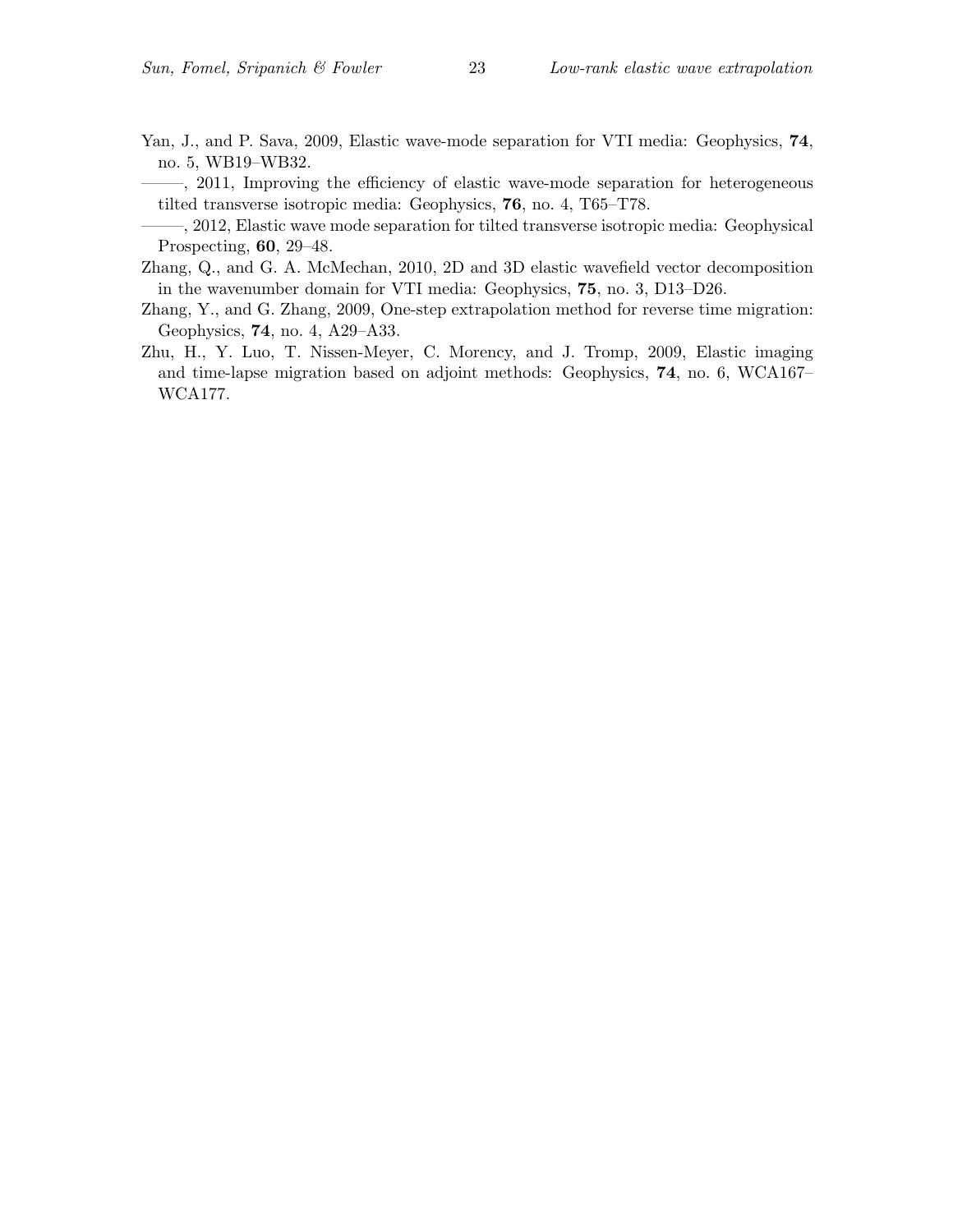Yan, J., and P. Sava, 2009, Elastic wave-mode separation for VTI media: Geophysics, **74**, no. 5, WB19–WB32.

———, 2011, Improving the efficiency of elastic wave-mode separation for heterogeneous tilted transverse isotropic media: Geophysics, **76**, no. 4, T65–T78.

———, 2012, Elastic wave mode separation for tilted transverse isotropic media: Geophysical Prospecting, **60**, 29–48.

Zhang, Q., and G. A. McMechan, 2010, 2D and 3D elastic wavefield vector decomposition in the wavenumber domain for VTI media: Geophysics, **75**, no. 3, D13–D26.

Zhang, Y., and G. Zhang, 2009, One-step extrapolation method for reverse time migration: Geophysics, **74**, no. 4, A29–A33.

Zhu, H., Y. Luo, T. Nissen-Meyer, C. Morency, and J. Tromp, 2009, Elastic imaging and time-lapse migration based on adjoint methods: Geophysics, **74**, no. 6, WCA167–WCA177.